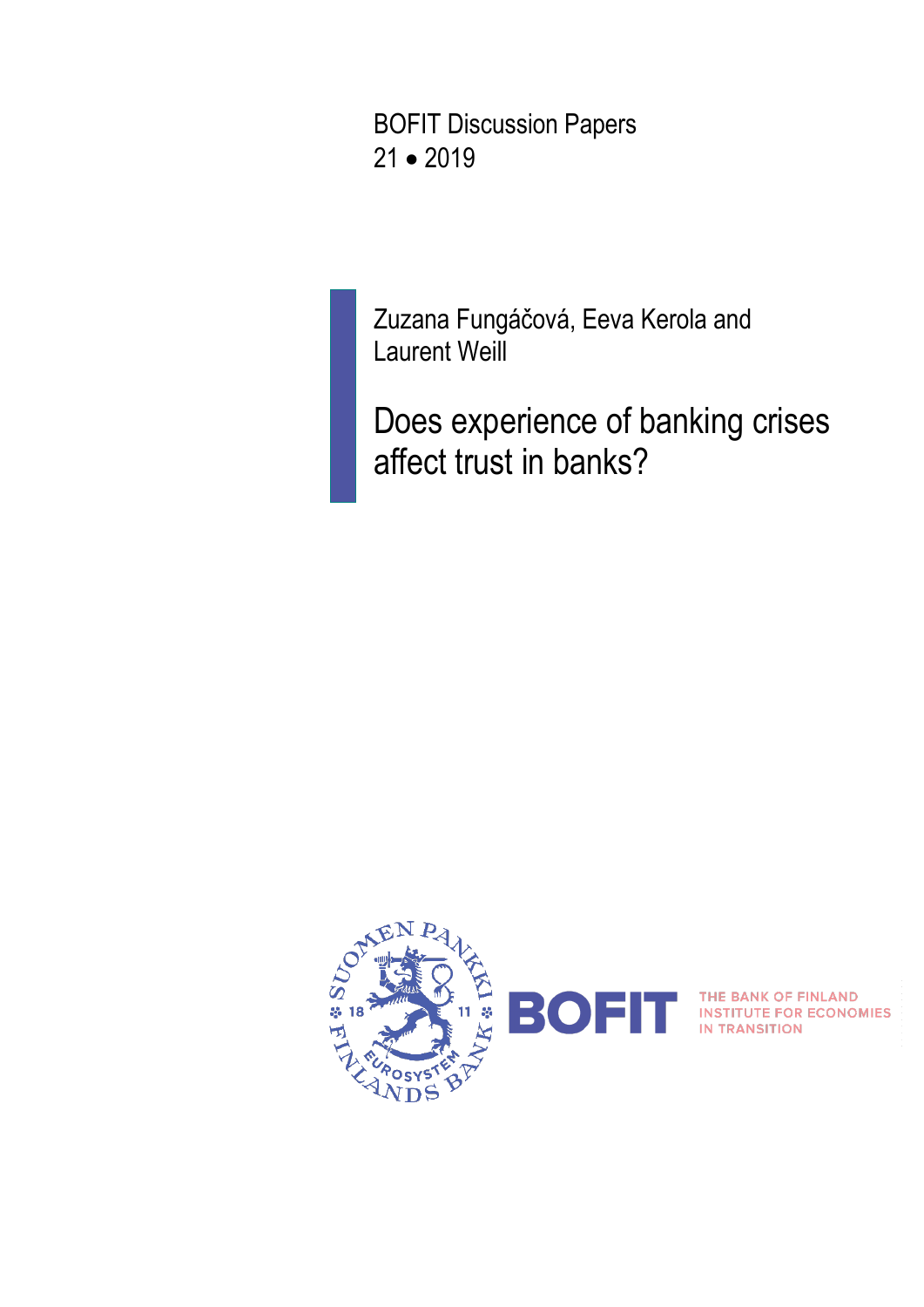BOFIT Discussion Papers
21 • 2019

Zuzana Fungáčová, Eeva Kerola and Laurent Weill

# Does experience of banking crises affect trust in banks?

BOFIT THE BANK OF FINLAND INSTITUTE FOR ECONOMIES IN TRANSITION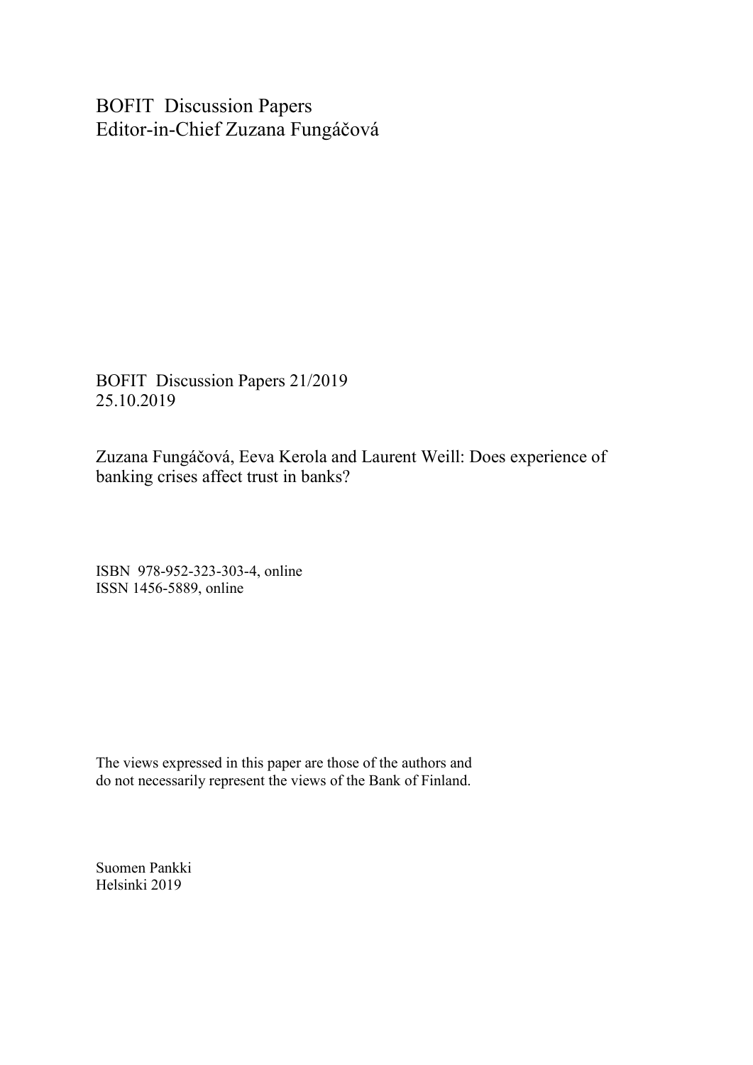BOFIT Discussion Papers
Editor-in-Chief Zuzana Fungáčová

BOFIT Discussion Papers 21/2019
25.10.2019

Zuzana Fungáčová, Eeva Kerola and Laurent Weill: Does experience of banking crises affect trust in banks?

ISBN 978-952-323-303-4, online
ISSN 1456-5889, online

The views expressed in this paper are those of the authors and do not necessarily represent the views of the Bank of Finland.

Suomen Pankki
Helsinki 2019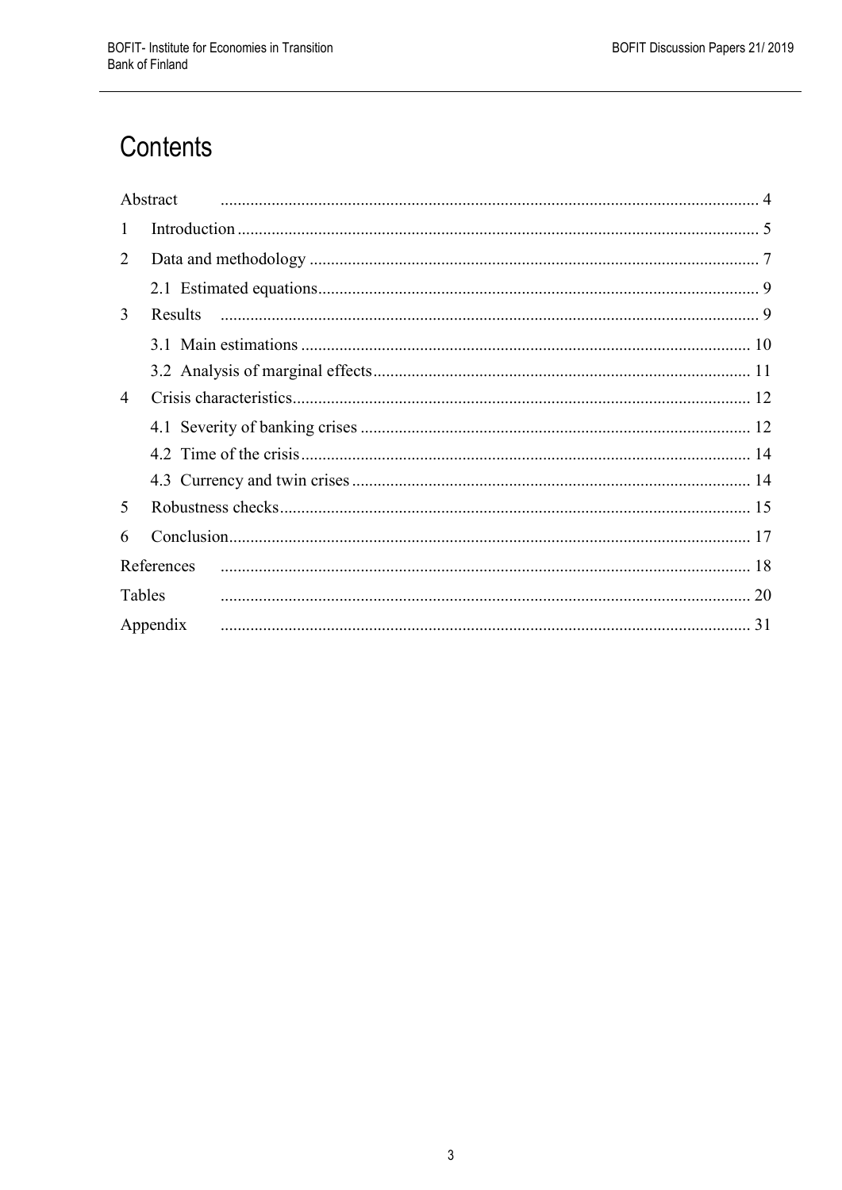# Contents

Abstract ........................................................................................................................... 4

1 Introduction ....................................................................................................................... 5

2 Data and methodology ..................................................................................................... 7

 2.1 Estimated equations ..................................................................................................... 9

3 Results ............................................................................................................................. 9

 3.1 Main estimations ........................................................................................................ 10

 3.2 Analysis of marginal effects ....................................................................................... 11

4 Crisis characteristics ........................................................................................................ 12

 4.1 Severity of banking crises .......................................................................................... 12

 4.2 Time of the crisis ........................................................................................................ 14

 4.3 Currency and twin crises ............................................................................................ 14

5 Robustness checks ........................................................................................................... 15

6 Conclusion ........................................................................................................................ 17

References ......................................................................................................................... 18

Tables ................................................................................................................................. 20

Appendix ............................................................................................................................ 31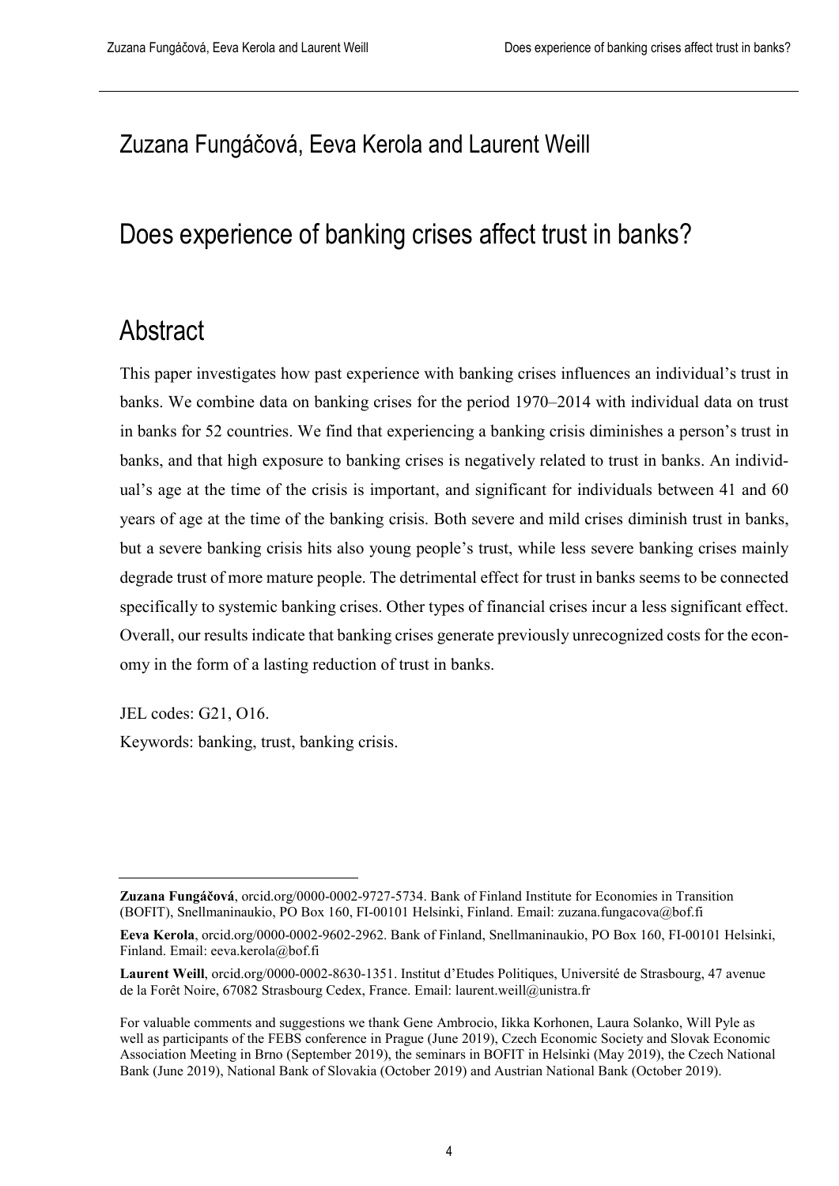## Zuzana Fungáčová, Eeva Kerola and Laurent Weill

# Does experience of banking crises affect trust in banks?

## Abstract

This paper investigates how past experience with banking crises influences an individual's trust in banks. We combine data on banking crises for the period 1970–2014 with individual data on trust in banks for 52 countries. We find that experiencing a banking crisis diminishes a person's trust in banks, and that high exposure to banking crises is negatively related to trust in banks. An individual's age at the time of the crisis is important, and significant for individuals between 41 and 60 years of age at the time of the banking crisis. Both severe and mild crises diminish trust in banks, but a severe banking crisis hits also young people's trust, while less severe banking crises mainly degrade trust of more mature people. The detrimental effect for trust in banks seems to be connected specifically to systemic banking crises. Other types of financial crises incur a less significant effect. Overall, our results indicate that banking crises generate previously unrecognized costs for the economy in the form of a lasting reduction of trust in banks.

JEL codes: G21, O16.

Keywords: banking, trust, banking crisis.

---

**Zuzana Fungáčová**, orcid.org/0000-0002-9727-5734. Bank of Finland Institute for Economies in Transition (BOFIT), Snellmaninaukio, PO Box 160, FI-00101 Helsinki, Finland. Email: zuzana.fungacova@bof.fi

**Eeva Kerola**, orcid.org/0000-0002-9602-2962. Bank of Finland, Snellmaninaukio, PO Box 160, FI-00101 Helsinki, Finland. Email: eeva.kerola@bof.fi

**Laurent Weill**, orcid.org/0000-0002-8630-1351. Institut d'Etudes Politiques, Université de Strasbourg, 47 avenue de la Forêt Noire, 67082 Strasbourg Cedex, France. Email: laurent.weill@unistra.fr

For valuable comments and suggestions we thank Gene Ambrocio, Iikka Korhonen, Laura Solanko, Will Pyle as well as participants of the FEBS conference in Prague (June 2019), Czech Economic Society and Slovak Economic Association Meeting in Brno (September 2019), the seminars in BOFIT in Helsinki (May 2019), the Czech National Bank (June 2019), National Bank of Slovakia (October 2019) and Austrian National Bank (October 2019).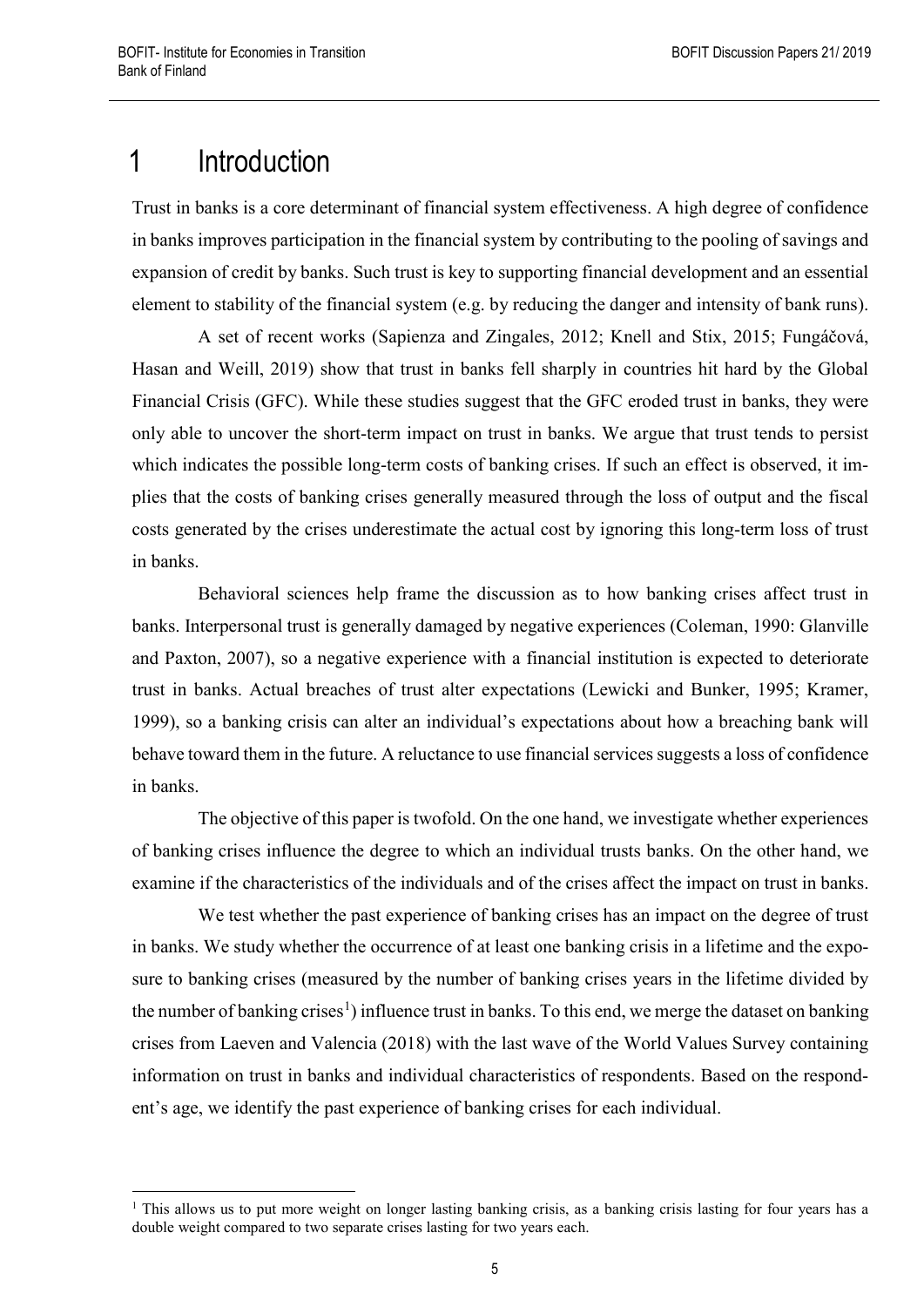# 1 Introduction

Trust in banks is a core determinant of financial system effectiveness. A high degree of confidence in banks improves participation in the financial system by contributing to the pooling of savings and expansion of credit by banks. Such trust is key to supporting financial development and an essential element to stability of the financial system (e.g. by reducing the danger and intensity of bank runs).

A set of recent works (Sapienza and Zingales, 2012; Knell and Stix, 2015; Fungáčová, Hasan and Weill, 2019) show that trust in banks fell sharply in countries hit hard by the Global Financial Crisis (GFC). While these studies suggest that the GFC eroded trust in banks, they were only able to uncover the short-term impact on trust in banks. We argue that trust tends to persist which indicates the possible long-term costs of banking crises. If such an effect is observed, it implies that the costs of banking crises generally measured through the loss of output and the fiscal costs generated by the crises underestimate the actual cost by ignoring this long-term loss of trust in banks.

Behavioral sciences help frame the discussion as to how banking crises affect trust in banks. Interpersonal trust is generally damaged by negative experiences (Coleman, 1990: Glanville and Paxton, 2007), so a negative experience with a financial institution is expected to deteriorate trust in banks. Actual breaches of trust alter expectations (Lewicki and Bunker, 1995; Kramer, 1999), so a banking crisis can alter an individual's expectations about how a breaching bank will behave toward them in the future. A reluctance to use financial services suggests a loss of confidence in banks.

The objective of this paper is twofold. On the one hand, we investigate whether experiences of banking crises influence the degree to which an individual trusts banks. On the other hand, we examine if the characteristics of the individuals and of the crises affect the impact on trust in banks.

We test whether the past experience of banking crises has an impact on the degree of trust in banks. We study whether the occurrence of at least one banking crisis in a lifetime and the exposure to banking crises (measured by the number of banking crises years in the lifetime divided by the number of banking crises[1]) influence trust in banks. To this end, we merge the dataset on banking crises from Laeven and Valencia (2018) with the last wave of the World Values Survey containing information on trust in banks and individual characteristics of respondents. Based on the respondent's age, we identify the past experience of banking crises for each individual.

[1] This allows us to put more weight on longer lasting banking crisis, as a banking crisis lasting for four years has a double weight compared to two separate crises lasting for two years each.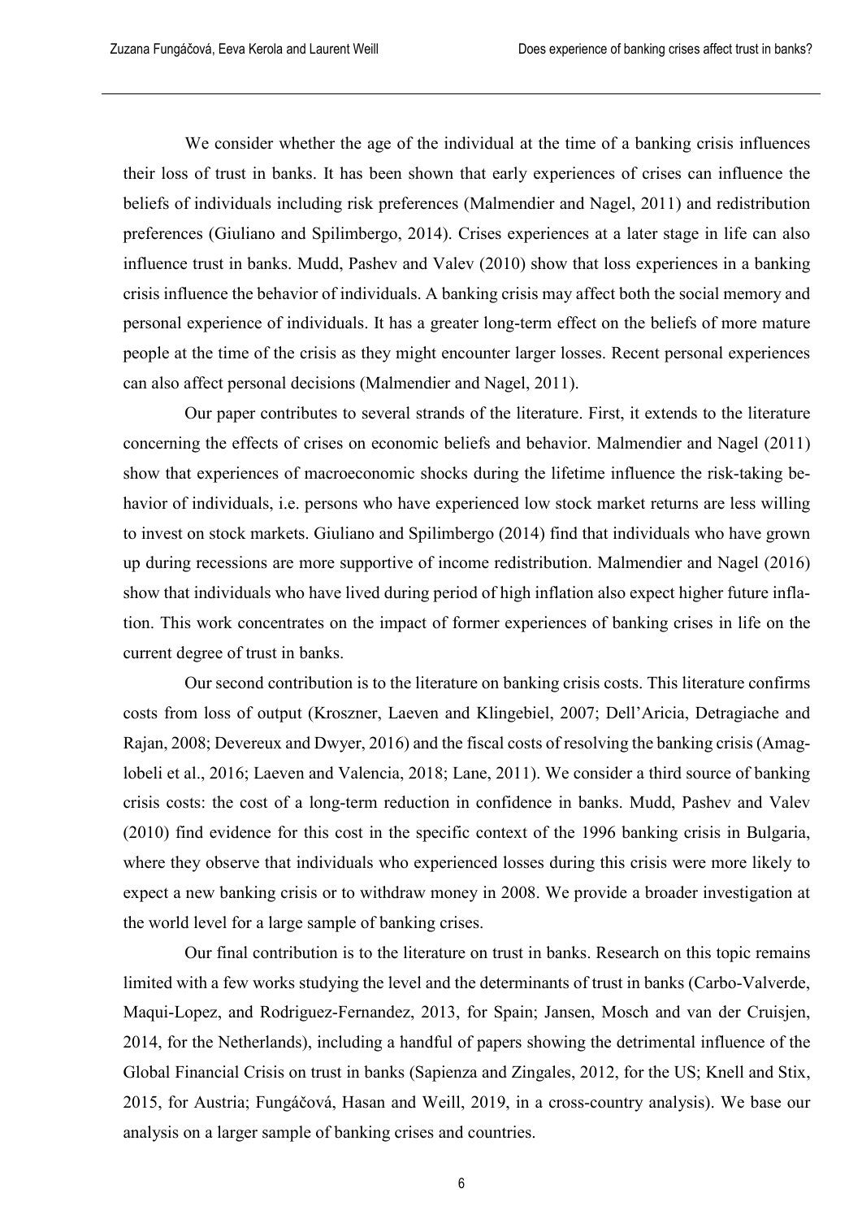We consider whether the age of the individual at the time of a banking crisis influences their loss of trust in banks. It has been shown that early experiences of crises can influence the beliefs of individuals including risk preferences (Malmendier and Nagel, 2011) and redistribution preferences (Giuliano and Spilimbergo, 2014). Crises experiences at a later stage in life can also influence trust in banks. Mudd, Pashev and Valev (2010) show that loss experiences in a banking crisis influence the behavior of individuals. A banking crisis may affect both the social memory and personal experience of individuals. It has a greater long-term effect on the beliefs of more mature people at the time of the crisis as they might encounter larger losses. Recent personal experiences can also affect personal decisions (Malmendier and Nagel, 2011).

Our paper contributes to several strands of the literature. First, it extends to the literature concerning the effects of crises on economic beliefs and behavior. Malmendier and Nagel (2011) show that experiences of macroeconomic shocks during the lifetime influence the risk-taking behavior of individuals, i.e. persons who have experienced low stock market returns are less willing to invest on stock markets. Giuliano and Spilimbergo (2014) find that individuals who have grown up during recessions are more supportive of income redistribution. Malmendier and Nagel (2016) show that individuals who have lived during period of high inflation also expect higher future inflation. This work concentrates on the impact of former experiences of banking crises in life on the current degree of trust in banks.

Our second contribution is to the literature on banking crisis costs. This literature confirms costs from loss of output (Kroszner, Laeven and Klingebiel, 2007; Dell'Aricia, Detragiache and Rajan, 2008; Devereux and Dwyer, 2016) and the fiscal costs of resolving the banking crisis (Amaglobeli et al., 2016; Laeven and Valencia, 2018; Lane, 2011). We consider a third source of banking crisis costs: the cost of a long-term reduction in confidence in banks. Mudd, Pashev and Valev (2010) find evidence for this cost in the specific context of the 1996 banking crisis in Bulgaria, where they observe that individuals who experienced losses during this crisis were more likely to expect a new banking crisis or to withdraw money in 2008. We provide a broader investigation at the world level for a large sample of banking crises.

Our final contribution is to the literature on trust in banks. Research on this topic remains limited with a few works studying the level and the determinants of trust in banks (Carbo-Valverde, Maqui-Lopez, and Rodriguez-Fernandez, 2013, for Spain; Jansen, Mosch and van der Cruisjen, 2014, for the Netherlands), including a handful of papers showing the detrimental influence of the Global Financial Crisis on trust in banks (Sapienza and Zingales, 2012, for the US; Knell and Stix, 2015, for Austria; Fungáčová, Hasan and Weill, 2019, in a cross-country analysis). We base our analysis on a larger sample of banking crises and countries.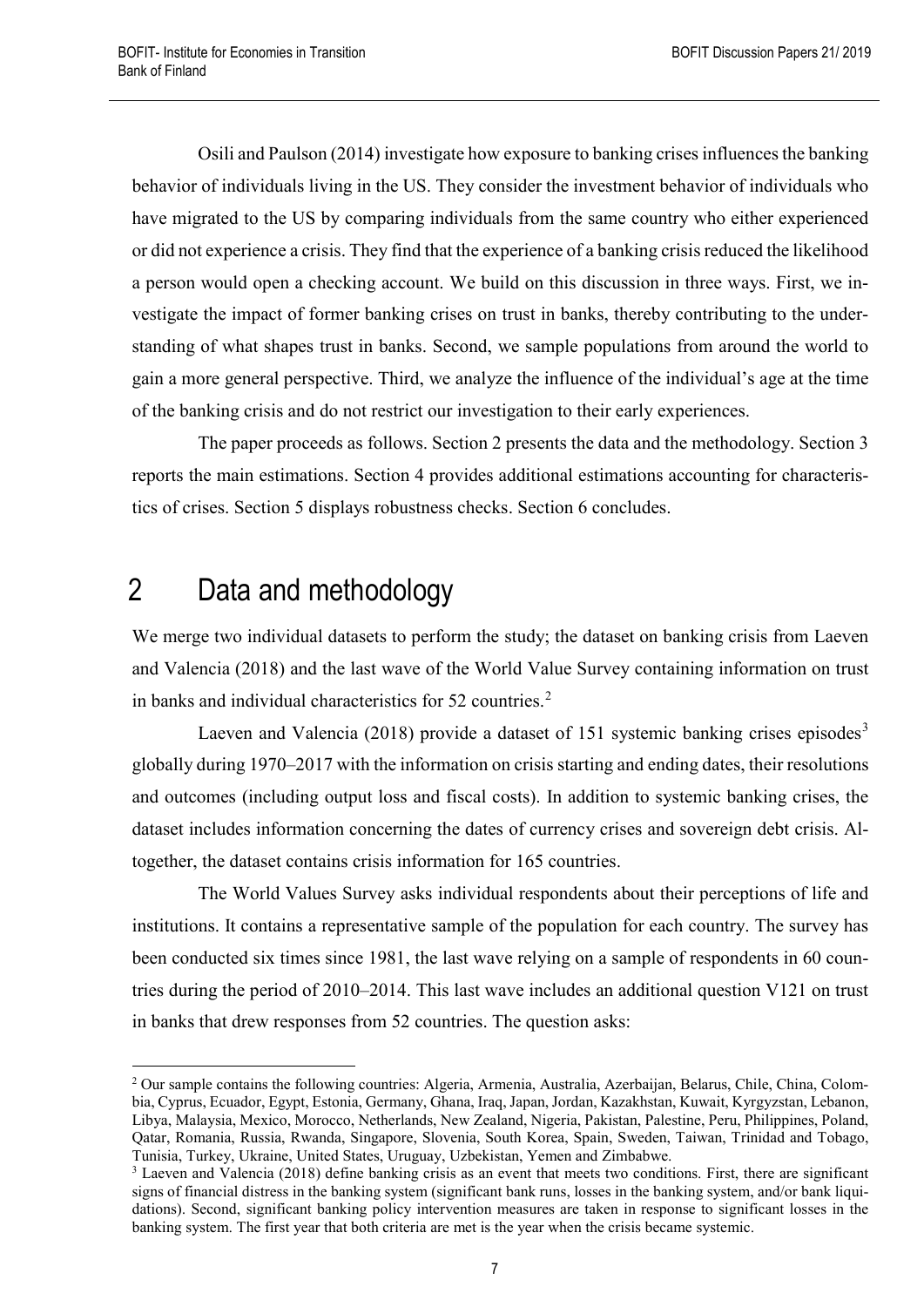Osili and Paulson (2014) investigate how exposure to banking crises influences the banking behavior of individuals living in the US. They consider the investment behavior of individuals who have migrated to the US by comparing individuals from the same country who either experienced or did not experience a crisis. They find that the experience of a banking crisis reduced the likelihood a person would open a checking account. We build on this discussion in three ways. First, we investigate the impact of former banking crises on trust in banks, thereby contributing to the understanding of what shapes trust in banks. Second, we sample populations from around the world to gain a more general perspective. Third, we analyze the influence of the individual's age at the time of the banking crisis and do not restrict our investigation to their early experiences.

The paper proceeds as follows. Section 2 presents the data and the methodology. Section 3 reports the main estimations. Section 4 provides additional estimations accounting for characteristics of crises. Section 5 displays robustness checks. Section 6 concludes.

# 2 Data and methodology

We merge two individual datasets to perform the study; the dataset on banking crisis from Laeven and Valencia (2018) and the last wave of the World Value Survey containing information on trust in banks and individual characteristics for 52 countries.[2]

Laeven and Valencia (2018) provide a dataset of 151 systemic banking crises episodes[3] globally during 1970–2017 with the information on crisis starting and ending dates, their resolutions and outcomes (including output loss and fiscal costs). In addition to systemic banking crises, the dataset includes information concerning the dates of currency crises and sovereign debt crisis. Altogether, the dataset contains crisis information for 165 countries.

The World Values Survey asks individual respondents about their perceptions of life and institutions. It contains a representative sample of the population for each country. The survey has been conducted six times since 1981, the last wave relying on a sample of respondents in 60 countries during the period of 2010–2014. This last wave includes an additional question V121 on trust in banks that drew responses from 52 countries. The question asks:

---

[2] Our sample contains the following countries: Algeria, Armenia, Australia, Azerbaijan, Belarus, Chile, China, Colombia, Cyprus, Ecuador, Egypt, Estonia, Germany, Ghana, Iraq, Japan, Jordan, Kazakhstan, Kuwait, Kyrgyzstan, Lebanon, Libya, Malaysia, Mexico, Morocco, Netherlands, New Zealand, Nigeria, Pakistan, Palestine, Peru, Philippines, Poland, Qatar, Romania, Russia, Rwanda, Singapore, Slovenia, South Korea, Spain, Sweden, Taiwan, Trinidad and Tobago, Tunisia, Turkey, Ukraine, United States, Uruguay, Uzbekistan, Yemen and Zimbabwe.

[3] Laeven and Valencia (2018) define banking crisis as an event that meets two conditions. First, there are significant signs of financial distress in the banking system (significant bank runs, losses in the banking system, and/or bank liquidations). Second, significant banking policy intervention measures are taken in response to significant losses in the banking system. The first year that both criteria are met is the year when the crisis became systemic.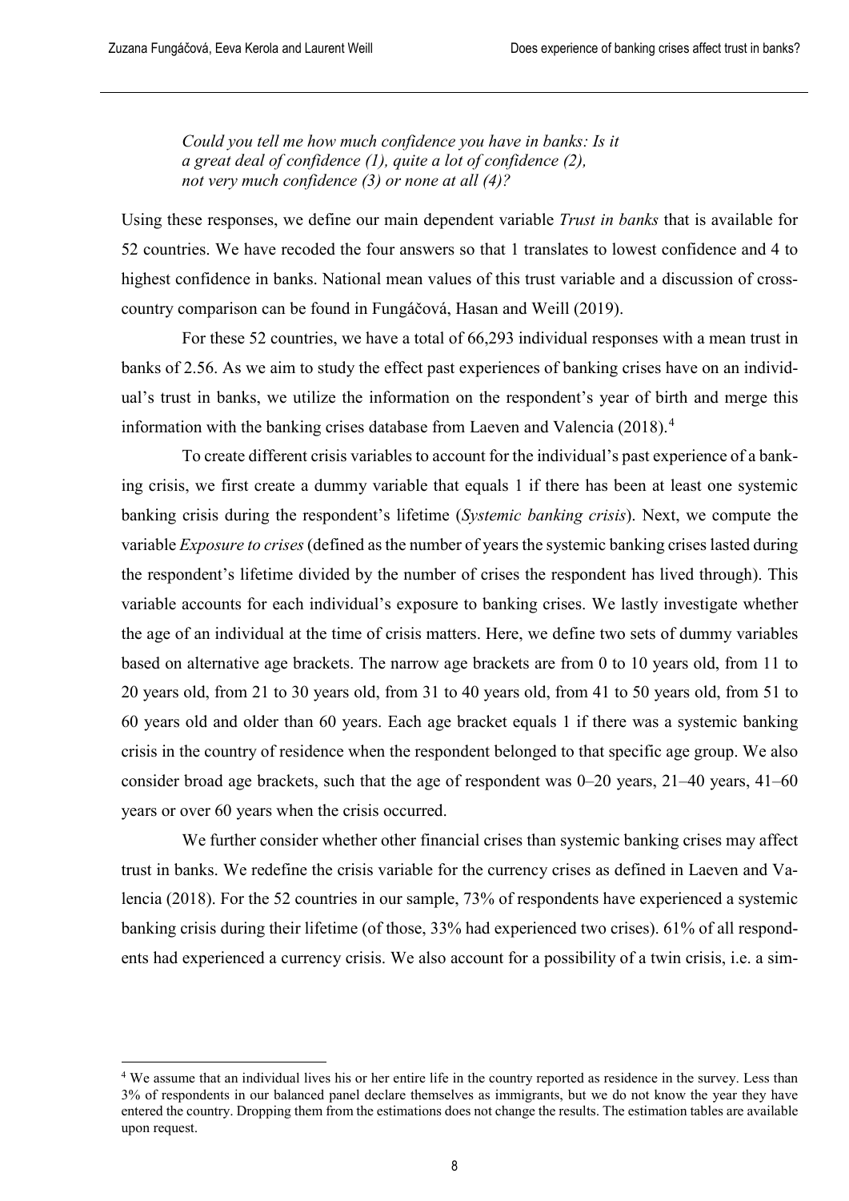> *Could you tell me how much confidence you have in banks: Is it a great deal of confidence (1), quite a lot of confidence (2), not very much confidence (3) or none at all (4)?*

Using these responses, we define our main dependent variable *Trust in banks* that is available for 52 countries. We have recoded the four answers so that 1 translates to lowest confidence and 4 to highest confidence in banks. National mean values of this trust variable and a discussion of cross-country comparison can be found in Fungáčová, Hasan and Weill (2019).

For these 52 countries, we have a total of 66,293 individual responses with a mean trust in banks of 2.56. As we aim to study the effect past experiences of banking crises have on an individual's trust in banks, we utilize the information on the respondent's year of birth and merge this information with the banking crises database from Laeven and Valencia (2018).[4]

To create different crisis variables to account for the individual's past experience of a banking crisis, we first create a dummy variable that equals 1 if there has been at least one systemic banking crisis during the respondent's lifetime (*Systemic banking crisis*). Next, we compute the variable *Exposure to crises* (defined as the number of years the systemic banking crises lasted during the respondent's lifetime divided by the number of crises the respondent has lived through). This variable accounts for each individual's exposure to banking crises. We lastly investigate whether the age of an individual at the time of crisis matters. Here, we define two sets of dummy variables based on alternative age brackets. The narrow age brackets are from 0 to 10 years old, from 11 to 20 years old, from 21 to 30 years old, from 31 to 40 years old, from 41 to 50 years old, from 51 to 60 years old and older than 60 years. Each age bracket equals 1 if there was a systemic banking crisis in the country of residence when the respondent belonged to that specific age group. We also consider broad age brackets, such that the age of respondent was 0–20 years, 21–40 years, 41–60 years or over 60 years when the crisis occurred.

We further consider whether other financial crises than systemic banking crises may affect trust in banks. We redefine the crisis variable for the currency crises as defined in Laeven and Valencia (2018). For the 52 countries in our sample, 73% of respondents have experienced a systemic banking crisis during their lifetime (of those, 33% had experienced two crises). 61% of all respondents had experienced a currency crisis. We also account for a possibility of a twin crisis, i.e. a sim-

---

[4] We assume that an individual lives his or her entire life in the country reported as residence in the survey. Less than 3% of respondents in our balanced panel declare themselves as immigrants, but we do not know the year they have entered the country. Dropping them from the estimations does not change the results. The estimation tables are available upon request.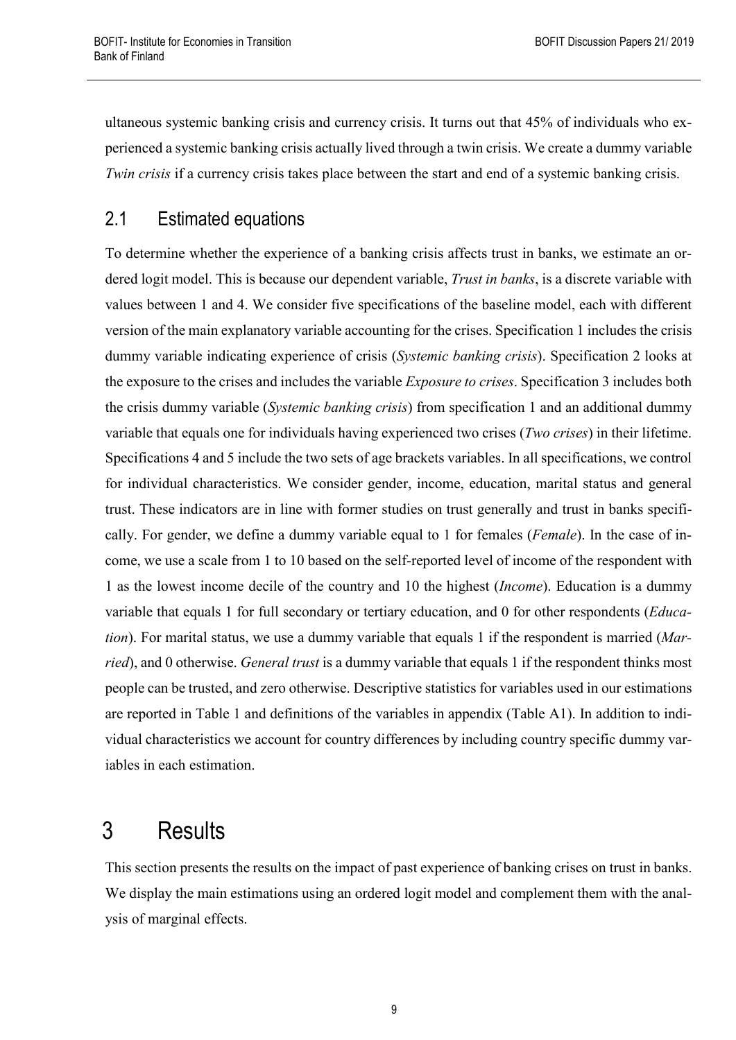ultaneous systemic banking crisis and currency crisis. It turns out that 45% of individuals who experienced a systemic banking crisis actually lived through a twin crisis. We create a dummy variable *Twin crisis* if a currency crisis takes place between the start and end of a systemic banking crisis.

## 2.1 Estimated equations

To determine whether the experience of a banking crisis affects trust in banks, we estimate an ordered logit model. This is because our dependent variable, *Trust in banks*, is a discrete variable with values between 1 and 4. We consider five specifications of the baseline model, each with different version of the main explanatory variable accounting for the crises. Specification 1 includes the crisis dummy variable indicating experience of crisis (*Systemic banking crisis*). Specification 2 looks at the exposure to the crises and includes the variable *Exposure to crises*. Specification 3 includes both the crisis dummy variable (*Systemic banking crisis*) from specification 1 and an additional dummy variable that equals one for individuals having experienced two crises (*Two crises*) in their lifetime. Specifications 4 and 5 include the two sets of age brackets variables. In all specifications, we control for individual characteristics. We consider gender, income, education, marital status and general trust. These indicators are in line with former studies on trust generally and trust in banks specifically. For gender, we define a dummy variable equal to 1 for females (*Female*). In the case of income, we use a scale from 1 to 10 based on the self-reported level of income of the respondent with 1 as the lowest income decile of the country and 10 the highest (*Income*). Education is a dummy variable that equals 1 for full secondary or tertiary education, and 0 for other respondents (*Education*). For marital status, we use a dummy variable that equals 1 if the respondent is married (*Married*), and 0 otherwise. *General trust* is a dummy variable that equals 1 if the respondent thinks most people can be trusted, and zero otherwise. Descriptive statistics for variables used in our estimations are reported in Table 1 and definitions of the variables in appendix (Table A1). In addition to individual characteristics we account for country differences by including country specific dummy variables in each estimation.

# 3 Results

This section presents the results on the impact of past experience of banking crises on trust in banks. We display the main estimations using an ordered logit model and complement them with the analysis of marginal effects.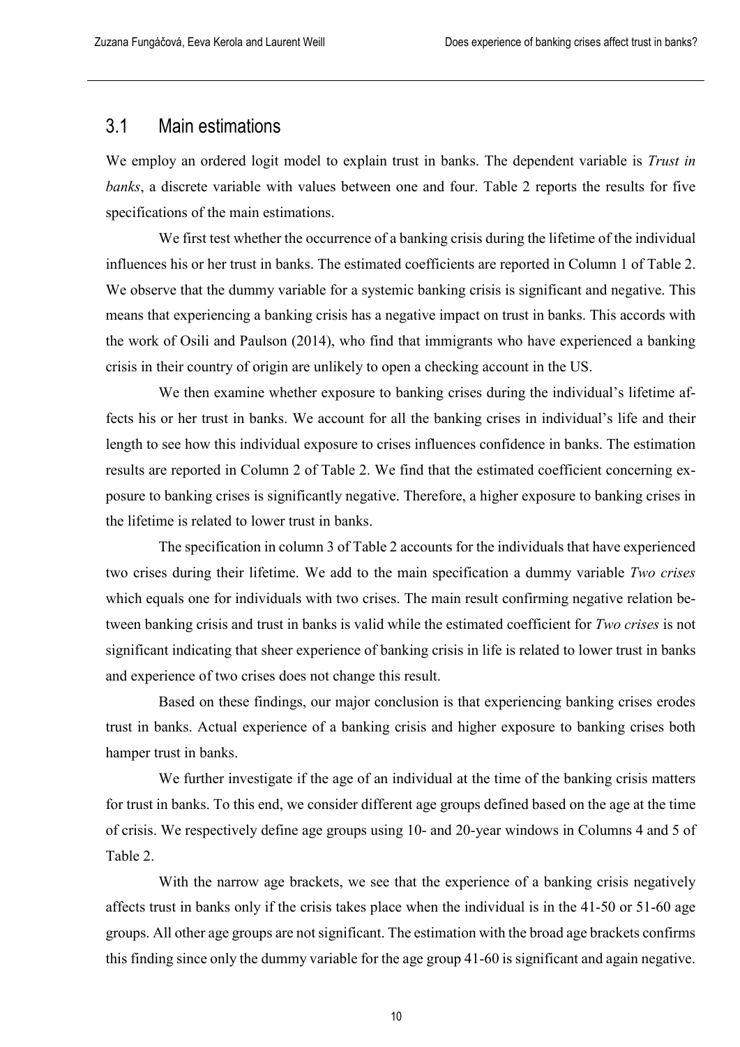## 3.1 Main estimations

We employ an ordered logit model to explain trust in banks. The dependent variable is *Trust in banks*, a discrete variable with values between one and four. Table 2 reports the results for five specifications of the main estimations.

We first test whether the occurrence of a banking crisis during the lifetime of the individual influences his or her trust in banks. The estimated coefficients are reported in Column 1 of Table 2. We observe that the dummy variable for a systemic banking crisis is significant and negative. This means that experiencing a banking crisis has a negative impact on trust in banks. This accords with the work of Osili and Paulson (2014), who find that immigrants who have experienced a banking crisis in their country of origin are unlikely to open a checking account in the US.

We then examine whether exposure to banking crises during the individual's lifetime affects his or her trust in banks. We account for all the banking crises in individual's life and their length to see how this individual exposure to crises influences confidence in banks. The estimation results are reported in Column 2 of Table 2. We find that the estimated coefficient concerning exposure to banking crises is significantly negative. Therefore, a higher exposure to banking crises in the lifetime is related to lower trust in banks.

The specification in column 3 of Table 2 accounts for the individuals that have experienced two crises during their lifetime. We add to the main specification a dummy variable *Two crises* which equals one for individuals with two crises. The main result confirming negative relation between banking crisis and trust in banks is valid while the estimated coefficient for *Two crises* is not significant indicating that sheer experience of banking crisis in life is related to lower trust in banks and experience of two crises does not change this result.

Based on these findings, our major conclusion is that experiencing banking crises erodes trust in banks. Actual experience of a banking crisis and higher exposure to banking crises both hamper trust in banks.

We further investigate if the age of an individual at the time of the banking crisis matters for trust in banks. To this end, we consider different age groups defined based on the age at the time of crisis. We respectively define age groups using 10- and 20-year windows in Columns 4 and 5 of Table 2.

With the narrow age brackets, we see that the experience of a banking crisis negatively affects trust in banks only if the crisis takes place when the individual is in the 41-50 or 51-60 age groups. All other age groups are not significant. The estimation with the broad age brackets confirms this finding since only the dummy variable for the age group 41-60 is significant and again negative.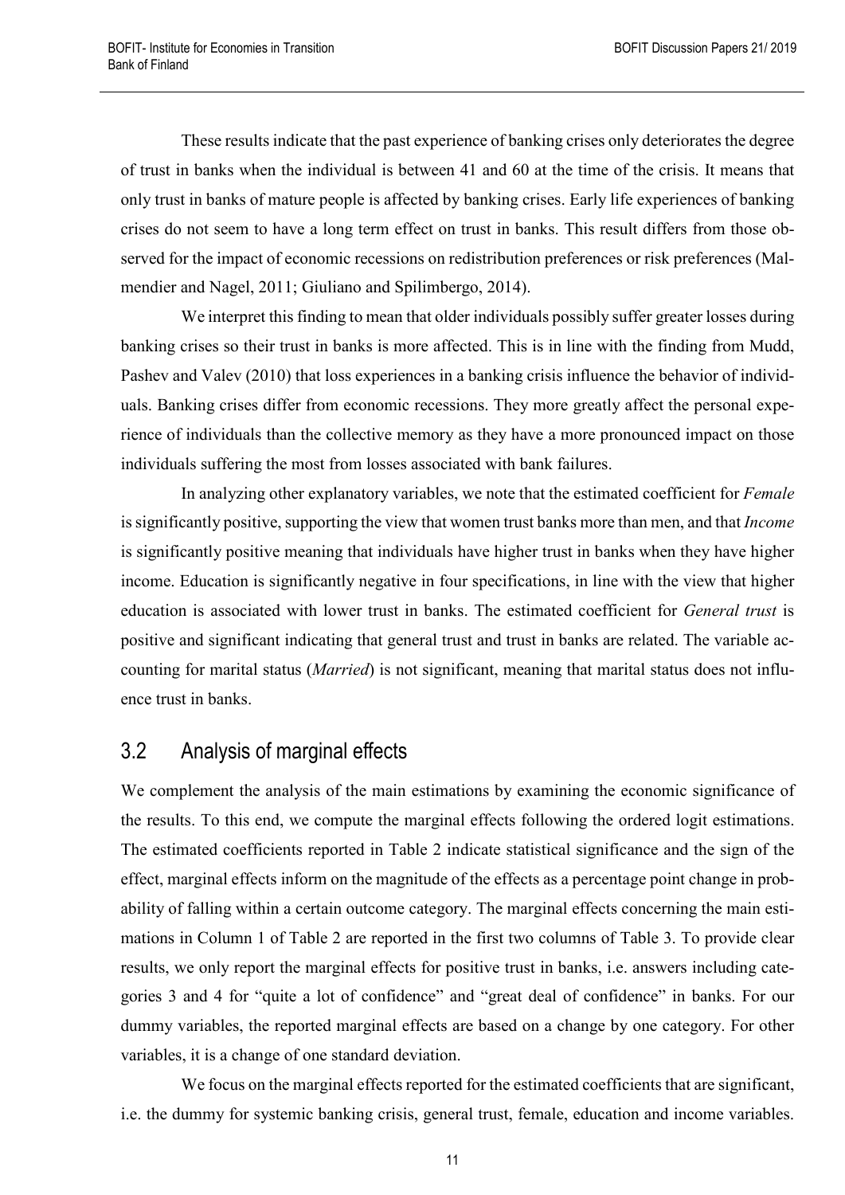These results indicate that the past experience of banking crises only deteriorates the degree of trust in banks when the individual is between 41 and 60 at the time of the crisis. It means that only trust in banks of mature people is affected by banking crises. Early life experiences of banking crises do not seem to have a long term effect on trust in banks. This result differs from those observed for the impact of economic recessions on redistribution preferences or risk preferences (Malmendier and Nagel, 2011; Giuliano and Spilimbergo, 2014).

We interpret this finding to mean that older individuals possibly suffer greater losses during banking crises so their trust in banks is more affected. This is in line with the finding from Mudd, Pashev and Valev (2010) that loss experiences in a banking crisis influence the behavior of individuals. Banking crises differ from economic recessions. They more greatly affect the personal experience of individuals than the collective memory as they have a more pronounced impact on those individuals suffering the most from losses associated with bank failures.

In analyzing other explanatory variables, we note that the estimated coefficient for *Female* is significantly positive, supporting the view that women trust banks more than men, and that *Income* is significantly positive meaning that individuals have higher trust in banks when they have higher income. Education is significantly negative in four specifications, in line with the view that higher education is associated with lower trust in banks. The estimated coefficient for *General trust* is positive and significant indicating that general trust and trust in banks are related. The variable accounting for marital status (*Married*) is not significant, meaning that marital status does not influence trust in banks.

## 3.2 Analysis of marginal effects

We complement the analysis of the main estimations by examining the economic significance of the results. To this end, we compute the marginal effects following the ordered logit estimations. The estimated coefficients reported in Table 2 indicate statistical significance and the sign of the effect, marginal effects inform on the magnitude of the effects as a percentage point change in probability of falling within a certain outcome category. The marginal effects concerning the main estimations in Column 1 of Table 2 are reported in the first two columns of Table 3. To provide clear results, we only report the marginal effects for positive trust in banks, i.e. answers including categories 3 and 4 for "quite a lot of confidence" and "great deal of confidence" in banks. For our dummy variables, the reported marginal effects are based on a change by one category. For other variables, it is a change of one standard deviation.

We focus on the marginal effects reported for the estimated coefficients that are significant, i.e. the dummy for systemic banking crisis, general trust, female, education and income variables.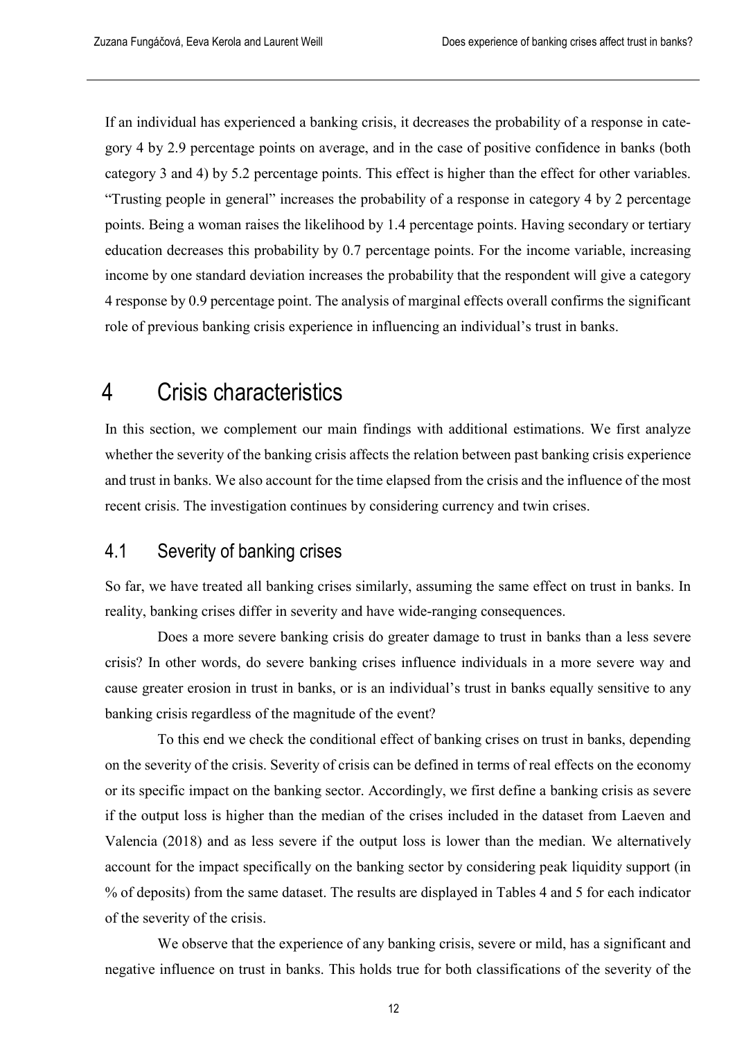If an individual has experienced a banking crisis, it decreases the probability of a response in category 4 by 2.9 percentage points on average, and in the case of positive confidence in banks (both category 3 and 4) by 5.2 percentage points. This effect is higher than the effect for other variables. "Trusting people in general" increases the probability of a response in category 4 by 2 percentage points. Being a woman raises the likelihood by 1.4 percentage points. Having secondary or tertiary education decreases this probability by 0.7 percentage points. For the income variable, increasing income by one standard deviation increases the probability that the respondent will give a category 4 response by 0.9 percentage point. The analysis of marginal effects overall confirms the significant role of previous banking crisis experience in influencing an individual's trust in banks.

# 4 Crisis characteristics

In this section, we complement our main findings with additional estimations. We first analyze whether the severity of the banking crisis affects the relation between past banking crisis experience and trust in banks. We also account for the time elapsed from the crisis and the influence of the most recent crisis. The investigation continues by considering currency and twin crises.

## 4.1 Severity of banking crises

So far, we have treated all banking crises similarly, assuming the same effect on trust in banks. In reality, banking crises differ in severity and have wide-ranging consequences.

Does a more severe banking crisis do greater damage to trust in banks than a less severe crisis? In other words, do severe banking crises influence individuals in a more severe way and cause greater erosion in trust in banks, or is an individual's trust in banks equally sensitive to any banking crisis regardless of the magnitude of the event?

To this end we check the conditional effect of banking crises on trust in banks, depending on the severity of the crisis. Severity of crisis can be defined in terms of real effects on the economy or its specific impact on the banking sector. Accordingly, we first define a banking crisis as severe if the output loss is higher than the median of the crises included in the dataset from Laeven and Valencia (2018) and as less severe if the output loss is lower than the median. We alternatively account for the impact specifically on the banking sector by considering peak liquidity support (in % of deposits) from the same dataset. The results are displayed in Tables 4 and 5 for each indicator of the severity of the crisis.

We observe that the experience of any banking crisis, severe or mild, has a significant and negative influence on trust in banks. This holds true for both classifications of the severity of the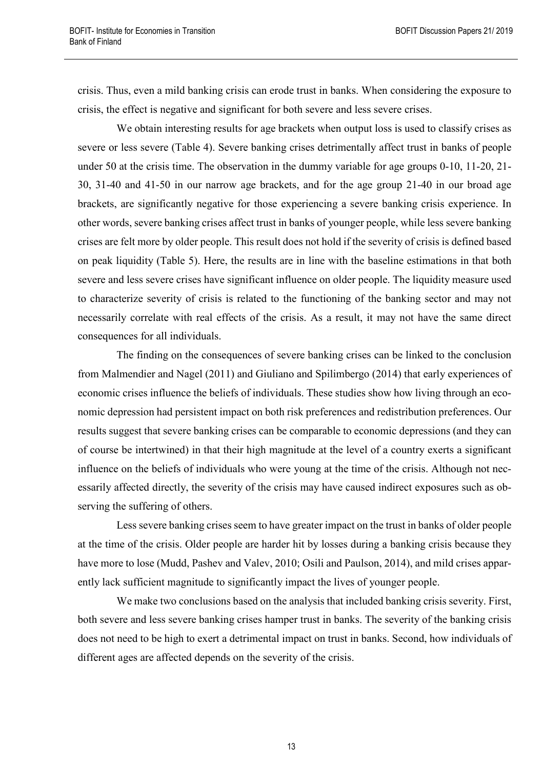crisis. Thus, even a mild banking crisis can erode trust in banks. When considering the exposure to crisis, the effect is negative and significant for both severe and less severe crises.

We obtain interesting results for age brackets when output loss is used to classify crises as severe or less severe (Table 4). Severe banking crises detrimentally affect trust in banks of people under 50 at the crisis time. The observation in the dummy variable for age groups 0-10, 11-20, 21-30, 31-40 and 41-50 in our narrow age brackets, and for the age group 21-40 in our broad age brackets, are significantly negative for those experiencing a severe banking crisis experience. In other words, severe banking crises affect trust in banks of younger people, while less severe banking crises are felt more by older people. This result does not hold if the severity of crisis is defined based on peak liquidity (Table 5). Here, the results are in line with the baseline estimations in that both severe and less severe crises have significant influence on older people. The liquidity measure used to characterize severity of crisis is related to the functioning of the banking sector and may not necessarily correlate with real effects of the crisis. As a result, it may not have the same direct consequences for all individuals.

The finding on the consequences of severe banking crises can be linked to the conclusion from Malmendier and Nagel (2011) and Giuliano and Spilimbergo (2014) that early experiences of economic crises influence the beliefs of individuals. These studies show how living through an economic depression had persistent impact on both risk preferences and redistribution preferences. Our results suggest that severe banking crises can be comparable to economic depressions (and they can of course be intertwined) in that their high magnitude at the level of a country exerts a significant influence on the beliefs of individuals who were young at the time of the crisis. Although not necessarily affected directly, the severity of the crisis may have caused indirect exposures such as observing the suffering of others.

Less severe banking crises seem to have greater impact on the trust in banks of older people at the time of the crisis. Older people are harder hit by losses during a banking crisis because they have more to lose (Mudd, Pashev and Valev, 2010; Osili and Paulson, 2014), and mild crises apparently lack sufficient magnitude to significantly impact the lives of younger people.

We make two conclusions based on the analysis that included banking crisis severity. First, both severe and less severe banking crises hamper trust in banks. The severity of the banking crisis does not need to be high to exert a detrimental impact on trust in banks. Second, how individuals of different ages are affected depends on the severity of the crisis.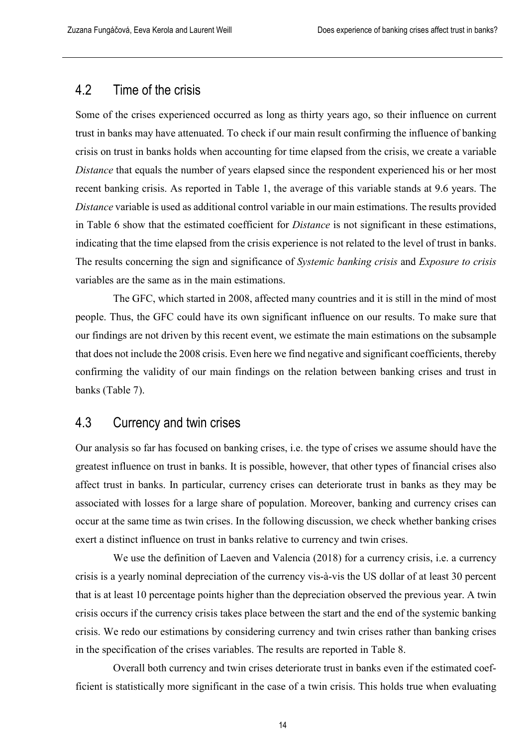## 4.2 Time of the crisis

Some of the crises experienced occurred as long as thirty years ago, so their influence on current trust in banks may have attenuated. To check if our main result confirming the influence of banking crisis on trust in banks holds when accounting for time elapsed from the crisis, we create a variable *Distance* that equals the number of years elapsed since the respondent experienced his or her most recent banking crisis. As reported in Table 1, the average of this variable stands at 9.6 years. The *Distance* variable is used as additional control variable in our main estimations. The results provided in Table 6 show that the estimated coefficient for *Distance* is not significant in these estimations, indicating that the time elapsed from the crisis experience is not related to the level of trust in banks. The results concerning the sign and significance of *Systemic banking crisis* and *Exposure to crisis* variables are the same as in the main estimations.

The GFC, which started in 2008, affected many countries and it is still in the mind of most people. Thus, the GFC could have its own significant influence on our results. To make sure that our findings are not driven by this recent event, we estimate the main estimations on the subsample that does not include the 2008 crisis. Even here we find negative and significant coefficients, thereby confirming the validity of our main findings on the relation between banking crises and trust in banks (Table 7).

## 4.3 Currency and twin crises

Our analysis so far has focused on banking crises, i.e. the type of crises we assume should have the greatest influence on trust in banks. It is possible, however, that other types of financial crises also affect trust in banks. In particular, currency crises can deteriorate trust in banks as they may be associated with losses for a large share of population. Moreover, banking and currency crises can occur at the same time as twin crises. In the following discussion, we check whether banking crises exert a distinct influence on trust in banks relative to currency and twin crises.

We use the definition of Laeven and Valencia (2018) for a currency crisis, i.e. a currency crisis is a yearly nominal depreciation of the currency vis-à-vis the US dollar of at least 30 percent that is at least 10 percentage points higher than the depreciation observed the previous year. A twin crisis occurs if the currency crisis takes place between the start and the end of the systemic banking crisis. We redo our estimations by considering currency and twin crises rather than banking crises in the specification of the crises variables. The results are reported in Table 8.

Overall both currency and twin crises deteriorate trust in banks even if the estimated coefficient is statistically more significant in the case of a twin crisis. This holds true when evaluating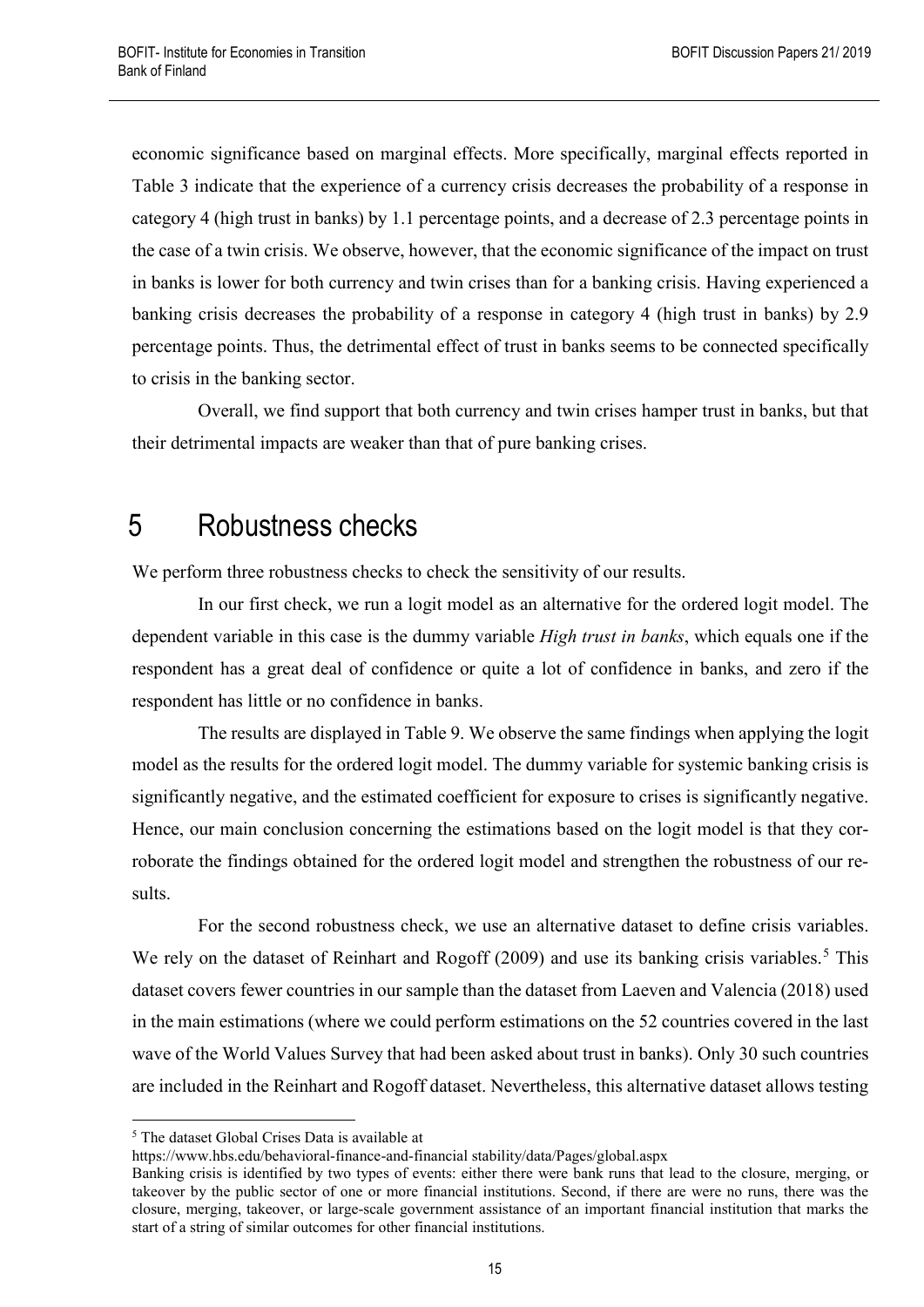economic significance based on marginal effects. More specifically, marginal effects reported in Table 3 indicate that the experience of a currency crisis decreases the probability of a response in category 4 (high trust in banks) by 1.1 percentage points, and a decrease of 2.3 percentage points in the case of a twin crisis. We observe, however, that the economic significance of the impact on trust in banks is lower for both currency and twin crises than for a banking crisis. Having experienced a banking crisis decreases the probability of a response in category 4 (high trust in banks) by 2.9 percentage points. Thus, the detrimental effect of trust in banks seems to be connected specifically to crisis in the banking sector.

Overall, we find support that both currency and twin crises hamper trust in banks, but that their detrimental impacts are weaker than that of pure banking crises.

# 5 Robustness checks

We perform three robustness checks to check the sensitivity of our results.

In our first check, we run a logit model as an alternative for the ordered logit model. The dependent variable in this case is the dummy variable *High trust in banks*, which equals one if the respondent has a great deal of confidence or quite a lot of confidence in banks, and zero if the respondent has little or no confidence in banks.

The results are displayed in Table 9. We observe the same findings when applying the logit model as the results for the ordered logit model. The dummy variable for systemic banking crisis is significantly negative, and the estimated coefficient for exposure to crises is significantly negative. Hence, our main conclusion concerning the estimations based on the logit model is that they corroborate the findings obtained for the ordered logit model and strengthen the robustness of our results.

For the second robustness check, we use an alternative dataset to define crisis variables. We rely on the dataset of Reinhart and Rogoff (2009) and use its banking crisis variables.[5] This dataset covers fewer countries in our sample than the dataset from Laeven and Valencia (2018) used in the main estimations (where we could perform estimations on the 52 countries covered in the last wave of the World Values Survey that had been asked about trust in banks). Only 30 such countries are included in the Reinhart and Rogoff dataset. Nevertheless, this alternative dataset allows testing

---

[5] The dataset Global Crises Data is available at
https://www.hbs.edu/behavioral-finance-and-financial stability/data/Pages/global.aspx
Banking crisis is identified by two types of events: either there were bank runs that lead to the closure, merging, or takeover by the public sector of one or more financial institutions. Second, if there are were no runs, there was the closure, merging, takeover, or large-scale government assistance of an important financial institution that marks the start of a string of similar outcomes for other financial institutions.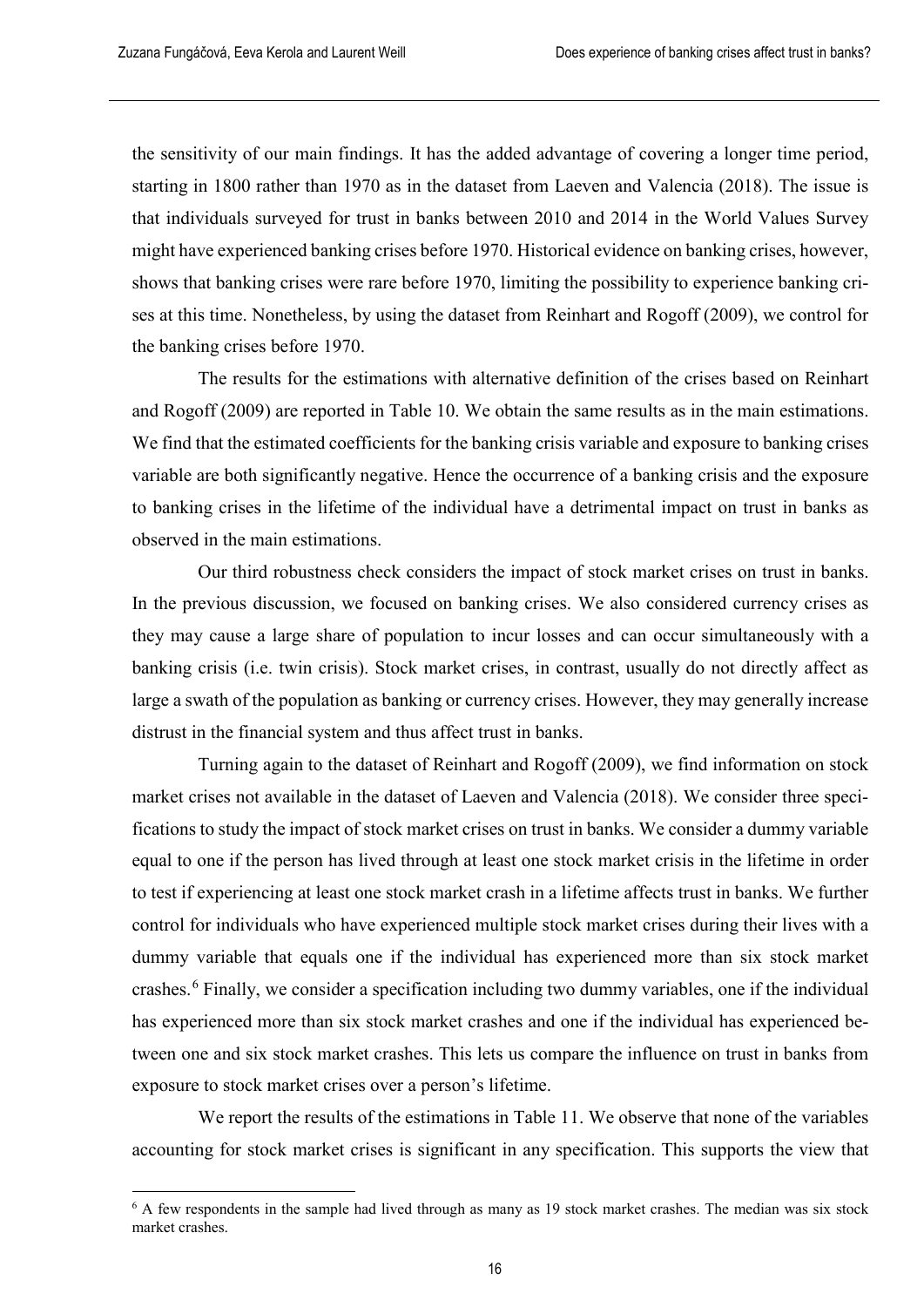the sensitivity of our main findings. It has the added advantage of covering a longer time period, starting in 1800 rather than 1970 as in the dataset from Laeven and Valencia (2018). The issue is that individuals surveyed for trust in banks between 2010 and 2014 in the World Values Survey might have experienced banking crises before 1970. Historical evidence on banking crises, however, shows that banking crises were rare before 1970, limiting the possibility to experience banking crises at this time. Nonetheless, by using the dataset from Reinhart and Rogoff (2009), we control for the banking crises before 1970.

The results for the estimations with alternative definition of the crises based on Reinhart and Rogoff (2009) are reported in Table 10. We obtain the same results as in the main estimations. We find that the estimated coefficients for the banking crisis variable and exposure to banking crises variable are both significantly negative. Hence the occurrence of a banking crisis and the exposure to banking crises in the lifetime of the individual have a detrimental impact on trust in banks as observed in the main estimations.

Our third robustness check considers the impact of stock market crises on trust in banks. In the previous discussion, we focused on banking crises. We also considered currency crises as they may cause a large share of population to incur losses and can occur simultaneously with a banking crisis (i.e. twin crisis). Stock market crises, in contrast, usually do not directly affect as large a swath of the population as banking or currency crises. However, they may generally increase distrust in the financial system and thus affect trust in banks.

Turning again to the dataset of Reinhart and Rogoff (2009), we find information on stock market crises not available in the dataset of Laeven and Valencia (2018). We consider three specifications to study the impact of stock market crises on trust in banks. We consider a dummy variable equal to one if the person has lived through at least one stock market crisis in the lifetime in order to test if experiencing at least one stock market crash in a lifetime affects trust in banks. We further control for individuals who have experienced multiple stock market crises during their lives with a dummy variable that equals one if the individual has experienced more than six stock market crashes.[6] Finally, we consider a specification including two dummy variables, one if the individual has experienced more than six stock market crashes and one if the individual has experienced between one and six stock market crashes. This lets us compare the influence on trust in banks from exposure to stock market crises over a person's lifetime.

We report the results of the estimations in Table 11. We observe that none of the variables accounting for stock market crises is significant in any specification. This supports the view that

[6] A few respondents in the sample had lived through as many as 19 stock market crashes. The median was six stock market crashes.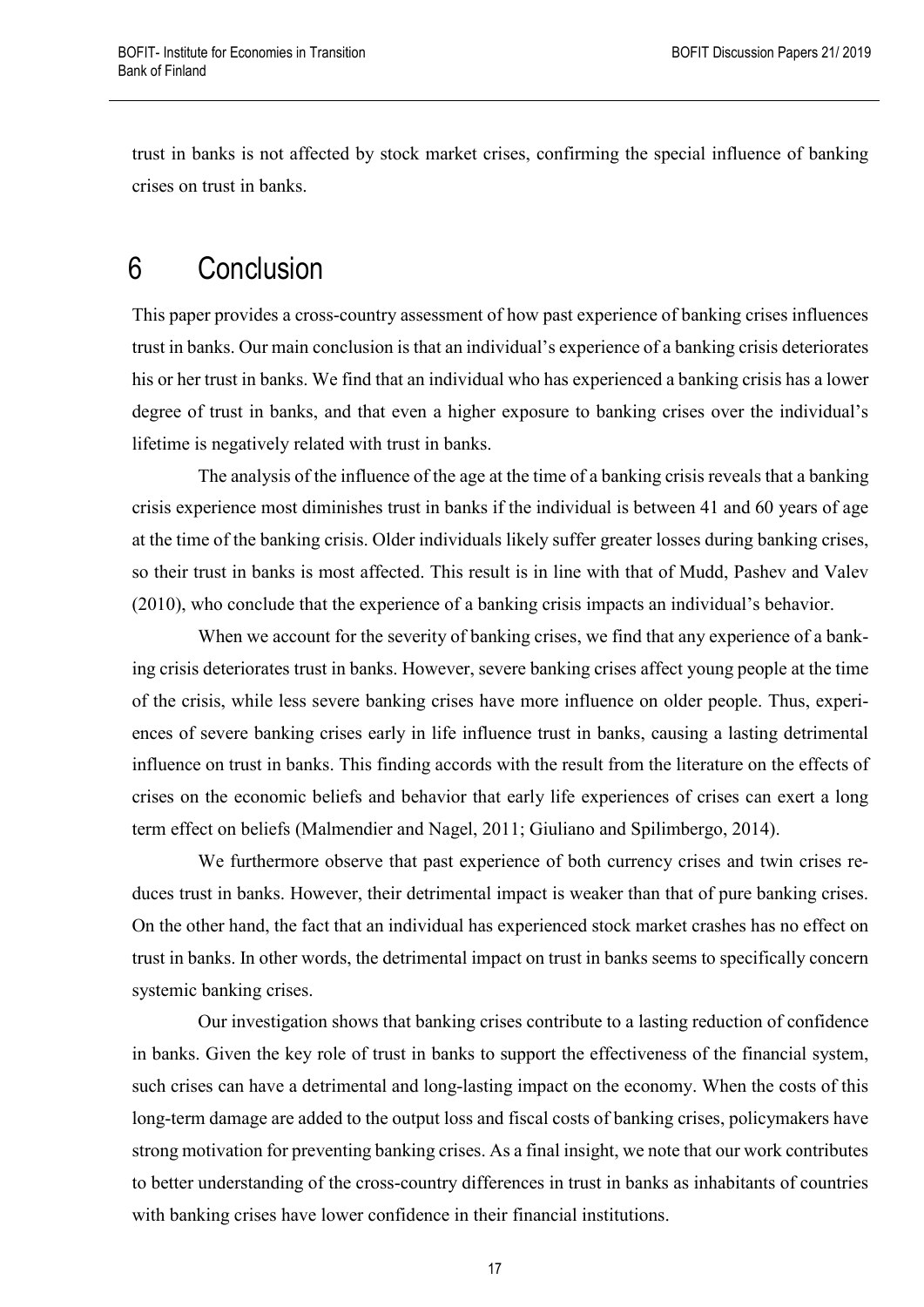trust in banks is not affected by stock market crises, confirming the special influence of banking crises on trust in banks.

# 6 Conclusion

This paper provides a cross-country assessment of how past experience of banking crises influences trust in banks. Our main conclusion is that an individual's experience of a banking crisis deteriorates his or her trust in banks. We find that an individual who has experienced a banking crisis has a lower degree of trust in banks, and that even a higher exposure to banking crises over the individual's lifetime is negatively related with trust in banks.

The analysis of the influence of the age at the time of a banking crisis reveals that a banking crisis experience most diminishes trust in banks if the individual is between 41 and 60 years of age at the time of the banking crisis. Older individuals likely suffer greater losses during banking crises, so their trust in banks is most affected. This result is in line with that of Mudd, Pashev and Valev (2010), who conclude that the experience of a banking crisis impacts an individual's behavior.

When we account for the severity of banking crises, we find that any experience of a banking crisis deteriorates trust in banks. However, severe banking crises affect young people at the time of the crisis, while less severe banking crises have more influence on older people. Thus, experiences of severe banking crises early in life influence trust in banks, causing a lasting detrimental influence on trust in banks. This finding accords with the result from the literature on the effects of crises on the economic beliefs and behavior that early life experiences of crises can exert a long term effect on beliefs (Malmendier and Nagel, 2011; Giuliano and Spilimbergo, 2014).

We furthermore observe that past experience of both currency crises and twin crises reduces trust in banks. However, their detrimental impact is weaker than that of pure banking crises. On the other hand, the fact that an individual has experienced stock market crashes has no effect on trust in banks. In other words, the detrimental impact on trust in banks seems to specifically concern systemic banking crises.

Our investigation shows that banking crises contribute to a lasting reduction of confidence in banks. Given the key role of trust in banks to support the effectiveness of the financial system, such crises can have a detrimental and long-lasting impact on the economy. When the costs of this long-term damage are added to the output loss and fiscal costs of banking crises, policymakers have strong motivation for preventing banking crises. As a final insight, we note that our work contributes to better understanding of the cross-country differences in trust in banks as inhabitants of countries with banking crises have lower confidence in their financial institutions.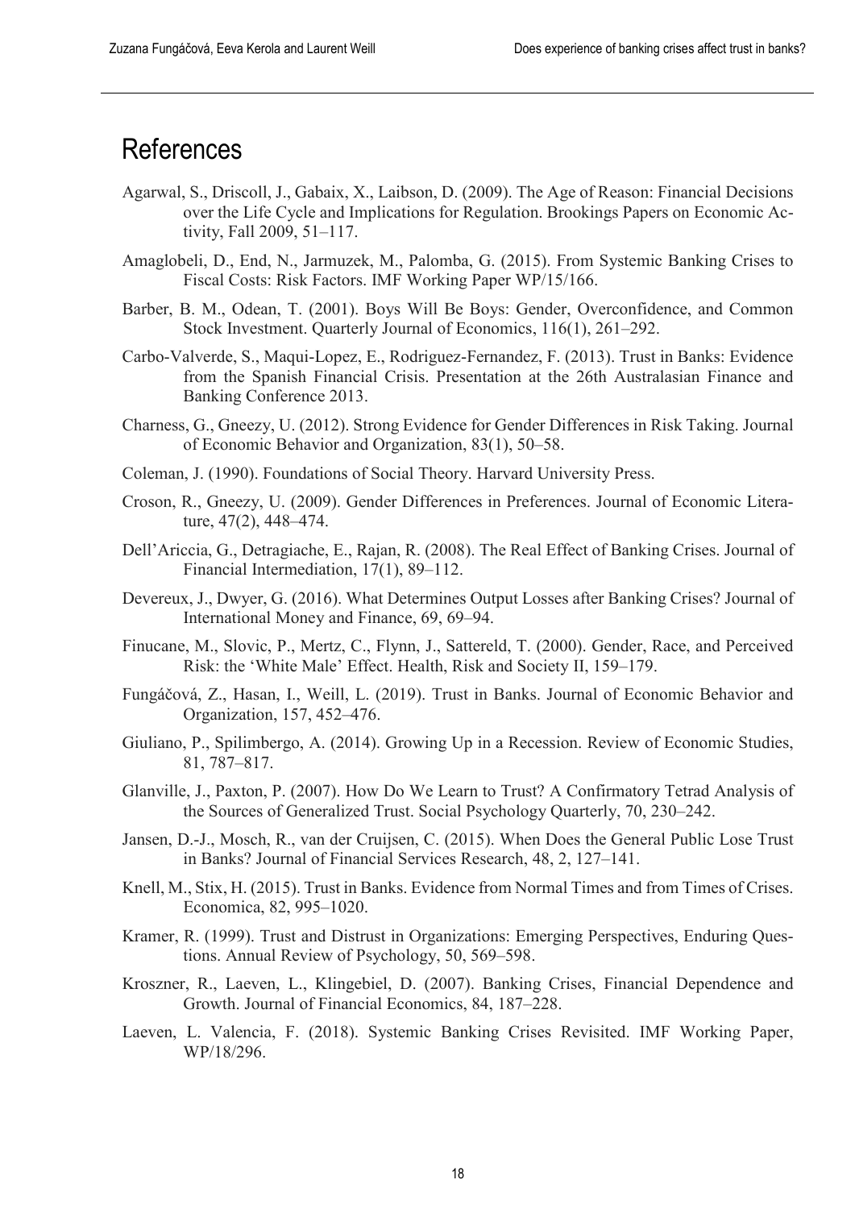# References

Agarwal, S., Driscoll, J., Gabaix, X., Laibson, D. (2009). The Age of Reason: Financial Decisions over the Life Cycle and Implications for Regulation. Brookings Papers on Economic Activity, Fall 2009, 51–117.

Amaglobeli, D., End, N., Jarmuzek, M., Palomba, G. (2015). From Systemic Banking Crises to Fiscal Costs: Risk Factors. IMF Working Paper WP/15/166.

Barber, B. M., Odean, T. (2001). Boys Will Be Boys: Gender, Overconfidence, and Common Stock Investment. Quarterly Journal of Economics, 116(1), 261–292.

Carbo-Valverde, S., Maqui-Lopez, E., Rodriguez-Fernandez, F. (2013). Trust in Banks: Evidence from the Spanish Financial Crisis. Presentation at the 26th Australasian Finance and Banking Conference 2013.

Charness, G., Gneezy, U. (2012). Strong Evidence for Gender Differences in Risk Taking. Journal of Economic Behavior and Organization, 83(1), 50–58.

Coleman, J. (1990). Foundations of Social Theory. Harvard University Press.

Croson, R., Gneezy, U. (2009). Gender Differences in Preferences. Journal of Economic Literature, 47(2), 448–474.

Dell'Ariccia, G., Detragiache, E., Rajan, R. (2008). The Real Effect of Banking Crises. Journal of Financial Intermediation, 17(1), 89–112.

Devereux, J., Dwyer, G. (2016). What Determines Output Losses after Banking Crises? Journal of International Money and Finance, 69, 69–94.

Finucane, M., Slovic, P., Mertz, C., Flynn, J., Sattereld, T. (2000). Gender, Race, and Perceived Risk: the 'White Male' Effect. Health, Risk and Society II, 159–179.

Fungáčová, Z., Hasan, I., Weill, L. (2019). Trust in Banks. Journal of Economic Behavior and Organization, 157, 452–476.

Giuliano, P., Spilimbergo, A. (2014). Growing Up in a Recession. Review of Economic Studies, 81, 787–817.

Glanville, J., Paxton, P. (2007). How Do We Learn to Trust? A Confirmatory Tetrad Analysis of the Sources of Generalized Trust. Social Psychology Quarterly, 70, 230–242.

Jansen, D.-J., Mosch, R., van der Cruijsen, C. (2015). When Does the General Public Lose Trust in Banks? Journal of Financial Services Research, 48, 2, 127–141.

Knell, M., Stix, H. (2015). Trust in Banks. Evidence from Normal Times and from Times of Crises. Economica, 82, 995–1020.

Kramer, R. (1999). Trust and Distrust in Organizations: Emerging Perspectives, Enduring Questions. Annual Review of Psychology, 50, 569–598.

Kroszner, R., Laeven, L., Klingebiel, D. (2007). Banking Crises, Financial Dependence and Growth. Journal of Financial Economics, 84, 187–228.

Laeven, L. Valencia, F. (2018). Systemic Banking Crises Revisited. IMF Working Paper, WP/18/296.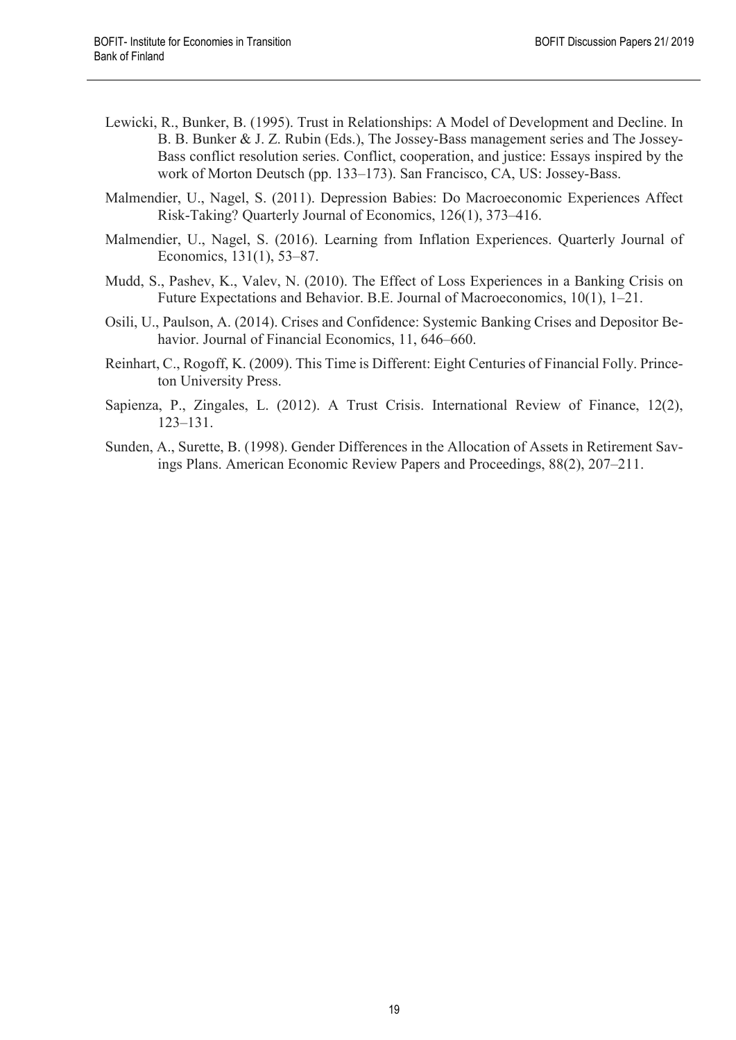Lewicki, R., Bunker, B. (1995). Trust in Relationships: A Model of Development and Decline. In B. B. Bunker & J. Z. Rubin (Eds.), The Jossey-Bass management series and The Jossey-Bass conflict resolution series. Conflict, cooperation, and justice: Essays inspired by the work of Morton Deutsch (pp. 133–173). San Francisco, CA, US: Jossey-Bass.

Malmendier, U., Nagel, S. (2011). Depression Babies: Do Macroeconomic Experiences Affect Risk-Taking? Quarterly Journal of Economics, 126(1), 373–416.

Malmendier, U., Nagel, S. (2016). Learning from Inflation Experiences. Quarterly Journal of Economics, 131(1), 53–87.

Mudd, S., Pashev, K., Valev, N. (2010). The Effect of Loss Experiences in a Banking Crisis on Future Expectations and Behavior. B.E. Journal of Macroeconomics, 10(1), 1–21.

Osili, U., Paulson, A. (2014). Crises and Confidence: Systemic Banking Crises and Depositor Behavior. Journal of Financial Economics, 11, 646–660.

Reinhart, C., Rogoff, K. (2009). This Time is Different: Eight Centuries of Financial Folly. Princeton University Press.

Sapienza, P., Zingales, L. (2012). A Trust Crisis. International Review of Finance, 12(2), 123–131.

Sunden, A., Surette, B. (1998). Gender Differences in the Allocation of Assets in Retirement Savings Plans. American Economic Review Papers and Proceedings, 88(2), 207–211.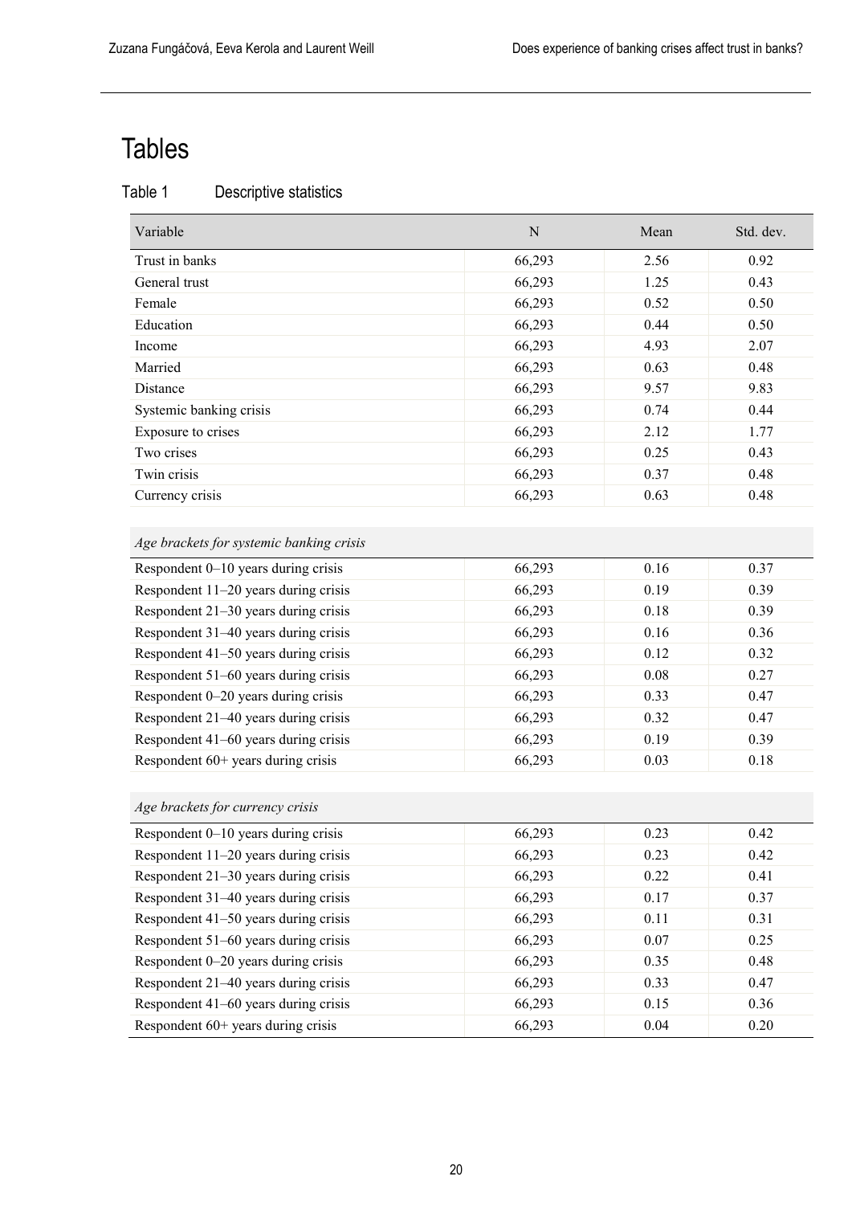# Tables

Table 1 Descriptive statistics

| Variable | N | Mean | Std. dev. |
|---|---|---|---|
| Trust in banks | 66,293 | 2.56 | 0.92 |
| General trust | 66,293 | 1.25 | 0.43 |
| Female | 66,293 | 0.52 | 0.50 |
| Education | 66,293 | 0.44 | 0.50 |
| Income | 66,293 | 4.93 | 2.07 |
| Married | 66,293 | 0.63 | 0.48 |
| Distance | 66,293 | 9.57 | 9.83 |
| Systemic banking crisis | 66,293 | 0.74 | 0.44 |
| Exposure to crises | 66,293 | 2.12 | 1.77 |
| Two crises | 66,293 | 0.25 | 0.43 |
| Twin crisis | 66,293 | 0.37 | 0.48 |
| Currency crisis | 66,293 | 0.63 | 0.48 |
| *Age brackets for systemic banking crisis* | | | |
| Respondent 0–10 years during crisis | 66,293 | 0.16 | 0.37 |
| Respondent 11–20 years during crisis | 66,293 | 0.19 | 0.39 |
| Respondent 21–30 years during crisis | 66,293 | 0.18 | 0.39 |
| Respondent 31–40 years during crisis | 66,293 | 0.16 | 0.36 |
| Respondent 41–50 years during crisis | 66,293 | 0.12 | 0.32 |
| Respondent 51–60 years during crisis | 66,293 | 0.08 | 0.27 |
| Respondent 0–20 years during crisis | 66,293 | 0.33 | 0.47 |
| Respondent 21–40 years during crisis | 66,293 | 0.32 | 0.47 |
| Respondent 41–60 years during crisis | 66,293 | 0.19 | 0.39 |
| Respondent 60+ years during crisis | 66,293 | 0.03 | 0.18 |
| *Age brackets for currency crisis* | | | |
| Respondent 0–10 years during crisis | 66,293 | 0.23 | 0.42 |
| Respondent 11–20 years during crisis | 66,293 | 0.23 | 0.42 |
| Respondent 21–30 years during crisis | 66,293 | 0.22 | 0.41 |
| Respondent 31–40 years during crisis | 66,293 | 0.17 | 0.37 |
| Respondent 41–50 years during crisis | 66,293 | 0.11 | 0.31 |
| Respondent 51–60 years during crisis | 66,293 | 0.07 | 0.25 |
| Respondent 0–20 years during crisis | 66,293 | 0.35 | 0.48 |
| Respondent 21–40 years during crisis | 66,293 | 0.33 | 0.47 |
| Respondent 41–60 years during crisis | 66,293 | 0.15 | 0.36 |
| Respondent 60+ years during crisis | 66,293 | 0.04 | 0.20 |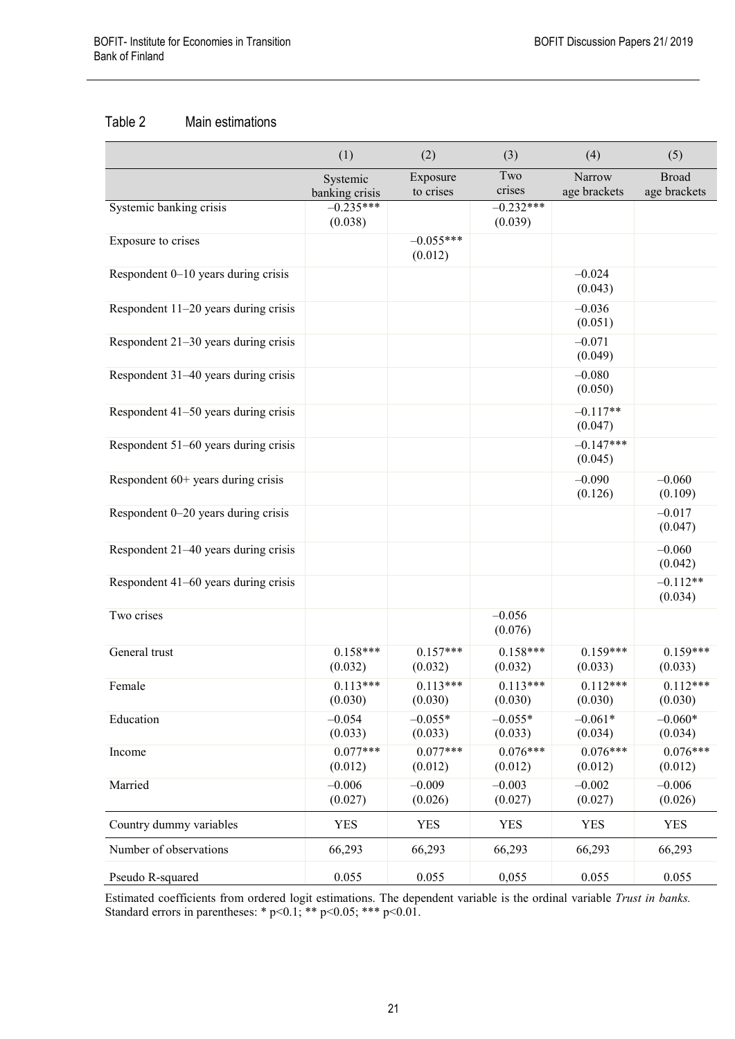Table 2 Main estimations

| | (1) | (2) | (3) | (4) | (5) |
|---|---|---|---|---|---|
| | Systemic banking crisis | Exposure to crises | Two crises | Narrow age brackets | Broad age brackets |
| Systemic banking crisis | –0.235*** (0.038) | | –0.232*** (0.039) | | |
| Exposure to crises | | –0.055*** (0.012) | | | |
| Respondent 0–10 years during crisis | | | | –0.024 (0.043) | |
| Respondent 11–20 years during crisis | | | | –0.036 (0.051) | |
| Respondent 21–30 years during crisis | | | | –0.071 (0.049) | |
| Respondent 31–40 years during crisis | | | | –0.080 (0.050) | |
| Respondent 41–50 years during crisis | | | | –0.117** (0.047) | |
| Respondent 51–60 years during crisis | | | | –0.147*** (0.045) | |
| Respondent 60+ years during crisis | | | | –0.090 (0.126) | –0.060 (0.109) |
| Respondent 0–20 years during crisis | | | | | –0.017 (0.047) |
| Respondent 21–40 years during crisis | | | | | –0.060 (0.042) |
| Respondent 41–60 years during crisis | | | | | –0.112** (0.034) |
| Two crises | | | –0.056 (0.076) | | |
| General trust | 0.158*** (0.032) | 0.157*** (0.032) | 0.158*** (0.032) | 0.159*** (0.033) | 0.159*** (0.033) |
| Female | 0.113*** (0.030) | 0.113*** (0.030) | 0.113*** (0.030) | 0.112*** (0.030) | 0.112*** (0.030) |
| Education | –0.054 (0.033) | –0.055* (0.033) | –0.055* (0.033) | –0.061* (0.034) | –0.060* (0.034) |
| Income | 0.077*** (0.012) | 0.077*** (0.012) | 0.076*** (0.012) | 0.076*** (0.012) | 0.076*** (0.012) |
| Married | –0.006 (0.027) | –0.009 (0.026) | –0.003 (0.027) | –0.002 (0.027) | –0.006 (0.026) |
| Country dummy variables | YES | YES | YES | YES | YES |
| Number of observations | 66,293 | 66,293 | 66,293 | 66,293 | 66,293 |
| Pseudo R-squared | 0.055 | 0.055 | 0,055 | 0.055 | 0.055 |

Estimated coefficients from ordered logit estimations. The dependent variable is the ordinal variable *Trust in banks.* Standard errors in parentheses: * p<0.1; ** p<0.05; *** p<0.01.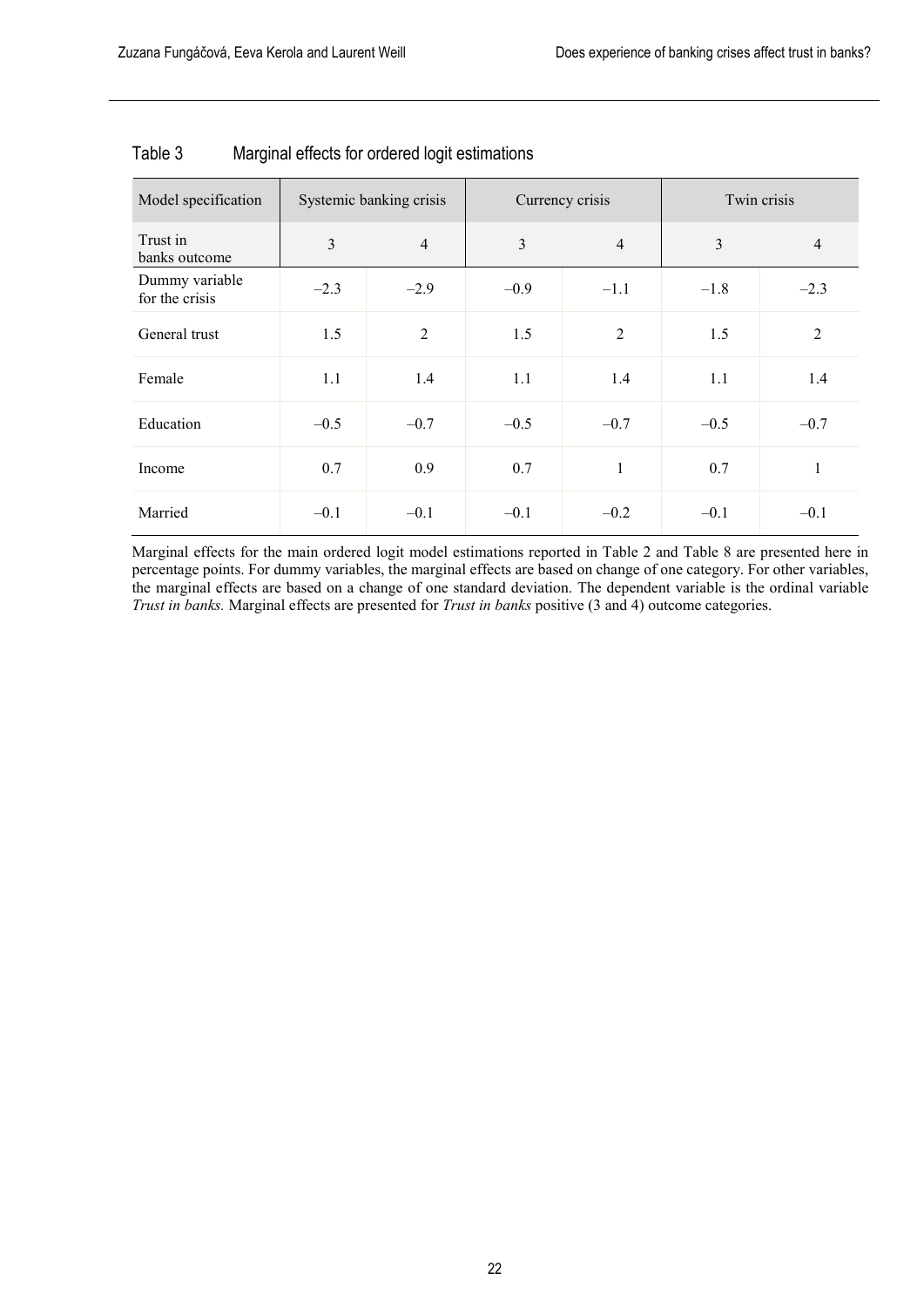Table 3 Marginal effects for ordered logit estimations

| Model specification | Systemic banking crisis | | Currency crisis | | Twin crisis | |
|---|---|---|---|---|---|---|
| Trust in banks outcome | 3 | 4 | 3 | 4 | 3 | 4 |
| Dummy variable for the crisis | –2.3 | –2.9 | –0.9 | –1.1 | –1.8 | –2.3 |
| General trust | 1.5 | 2 | 1.5 | 2 | 1.5 | 2 |
| Female | 1.1 | 1.4 | 1.1 | 1.4 | 1.1 | 1.4 |
| Education | –0.5 | –0.7 | –0.5 | –0.7 | –0.5 | –0.7 |
| Income | 0.7 | 0.9 | 0.7 | 1 | 0.7 | 1 |
| Married | –0.1 | –0.1 | –0.1 | –0.2 | –0.1 | –0.1 |

Marginal effects for the main ordered logit model estimations reported in Table 2 and Table 8 are presented here in percentage points. For dummy variables, the marginal effects are based on change of one category. For other variables, the marginal effects are based on a change of one standard deviation. The dependent variable is the ordinal variable *Trust in banks.* Marginal effects are presented for *Trust in banks* positive (3 and 4) outcome categories.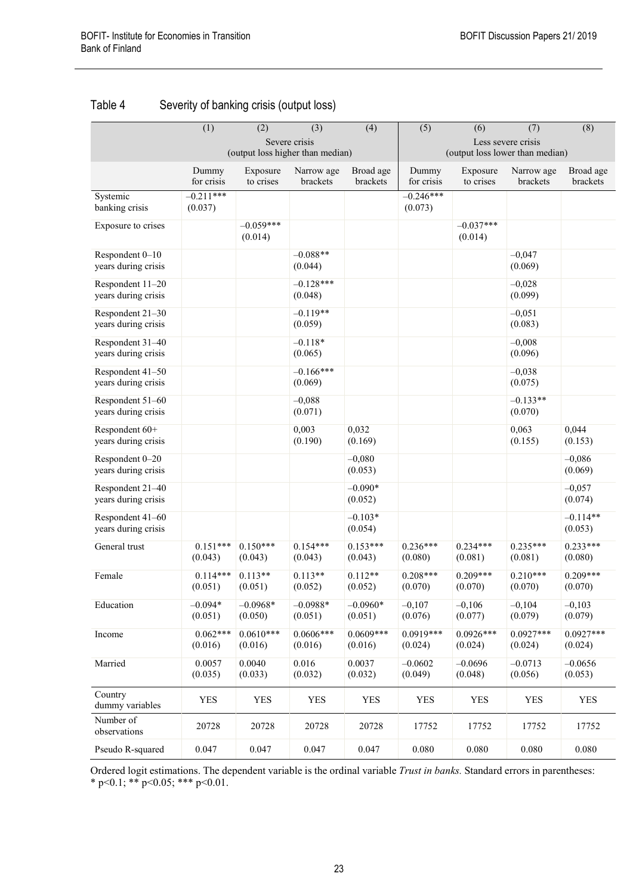## Table 4 Severity of banking crisis (output loss)

| | (1) | (2) | (3) | (4) | (5) | (6) | (7) | (8) |
|---|---|---|---|---|---|---|---|---|
| | Severe crisis (output loss higher than median) | | | | Less severe crisis (output loss lower than median) | | | |
| | Dummy for crisis | Exposure to crises | Narrow age brackets | Broad age brackets | Dummy for crisis | Exposure to crises | Narrow age brackets | Broad age brackets |
| Systemic banking crisis | –0.211*** (0.037) | | | | –0.246*** (0.073) | | | |
| Exposure to crises | | –0.059*** (0.014) | | | | –0.037*** (0.014) | | |
| Respondent 0–10 years during crisis | | | –0.088** (0.044) | | | | –0,047 (0.069) | |
| Respondent 11–20 years during crisis | | | –0.128*** (0.048) | | | | –0,028 (0.099) | |
| Respondent 21–30 years during crisis | | | –0.119** (0.059) | | | | –0,051 (0.083) | |
| Respondent 31–40 years during crisis | | | –0.118* (0.065) | | | | –0,008 (0.096) | |
| Respondent 41–50 years during crisis | | | –0.166*** (0.069) | | | | –0,038 (0.075) | |
| Respondent 51–60 years during crisis | | | –0,088 (0.071) | | | | –0.133** (0.070) | |
| Respondent 60+ years during crisis | | | 0,003 (0.190) | 0,032 (0.169) | | | 0,063 (0.155) | 0,044 (0.153) |
| Respondent 0–20 years during crisis | | | | –0,080 (0.053) | | | | –0,086 (0.069) |
| Respondent 21–40 years during crisis | | | | –0.090* (0.052) | | | | –0,057 (0.074) |
| Respondent 41–60 years during crisis | | | | –0.103* (0.054) | | | | –0.114** (0.053) |
| General trust | 0.151*** (0.043) | 0.150*** (0.043) | 0.154*** (0.043) | 0.153*** (0.043) | 0.236*** (0.080) | 0.234*** (0.081) | 0.235*** (0.081) | 0.233*** (0.080) |
| Female | 0.114*** (0.051) | 0.113** (0.051) | 0.113** (0.052) | 0.112** (0.052) | 0.208*** (0.070) | 0.209*** (0.070) | 0.210*** (0.070) | 0.209*** (0.070) |
| Education | –0.094* (0.051) | –0.0968* (0.050) | –0.0988* (0.051) | –0.0960* (0.051) | –0,107 (0.076) | –0,106 (0.077) | –0,104 (0.079) | –0,103 (0.079) |
| Income | 0.062*** (0.016) | 0.0610*** (0.016) | 0.0606*** (0.016) | 0.0609*** (0.016) | 0.0919*** (0.024) | 0.0926*** (0.024) | 0.0927*** (0.024) | 0.0927*** (0.024) |
| Married | 0.0057 (0.035) | 0.0040 (0.033) | 0.016 (0.032) | 0.0037 (0.032) | –0.0602 (0.049) | –0.0696 (0.048) | –0.0713 (0.056) | –0.0656 (0.053) |
| Country dummy variables | YES | YES | YES | YES | YES | YES | YES | YES |
| Number of observations | 20728 | 20728 | 20728 | 20728 | 17752 | 17752 | 17752 | 17752 |
| Pseudo R-squared | 0.047 | 0.047 | 0.047 | 0.047 | 0.080 | 0.080 | 0.080 | 0.080 |

Ordered logit estimations. The dependent variable is the ordinal variable *Trust in banks.* Standard errors in parentheses: * p<0.1; ** p<0.05; *** p<0.01.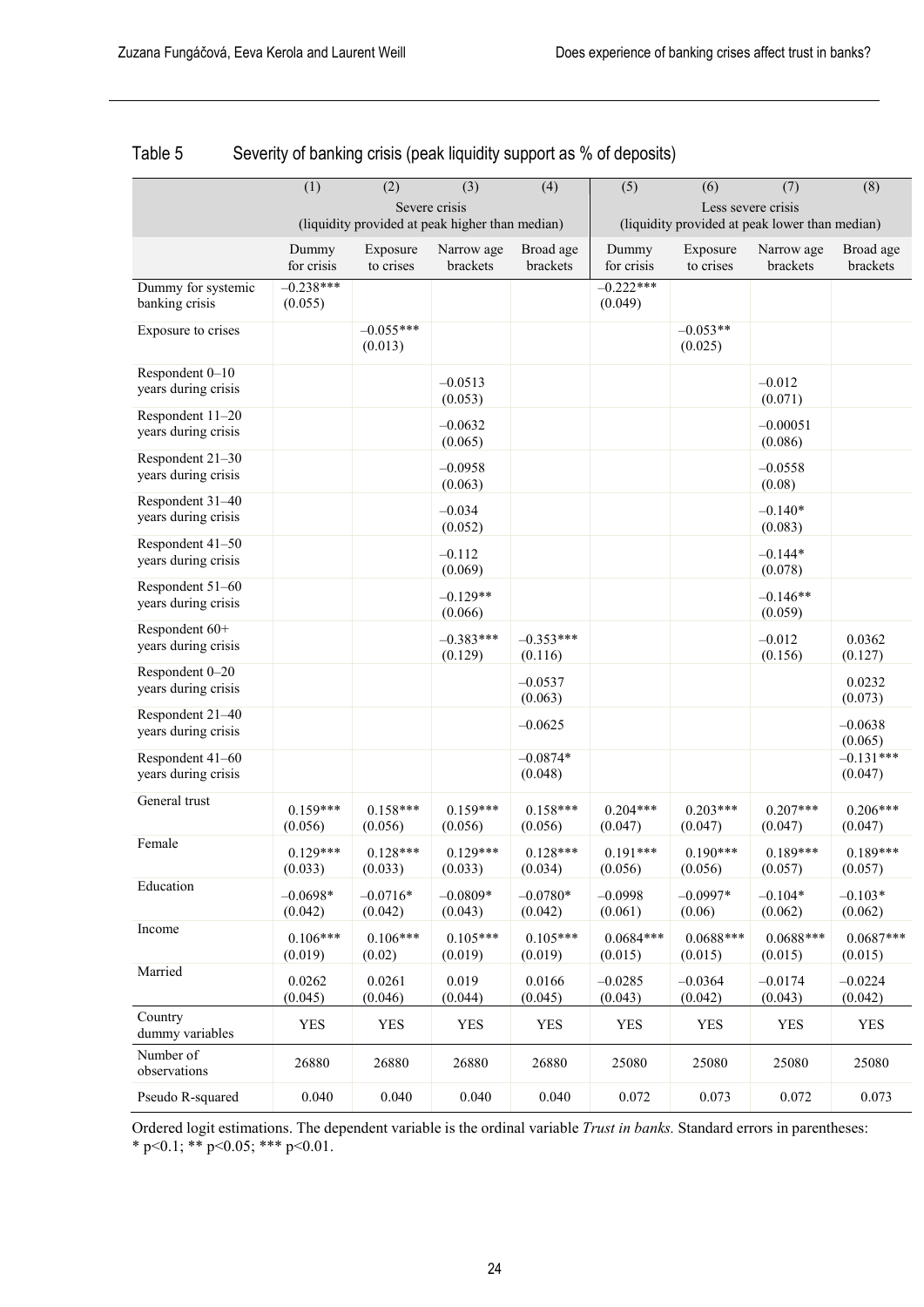Table 5 Severity of banking crisis (peak liquidity support as % of deposits)

| | (1) | (2) | (3) | (4) | (5) | (6) | (7) | (8) |
|---|---|---|---|---|---|---|---|---|
| | Severe crisis (liquidity provided at peak higher than median) | | | | Less severe crisis (liquidity provided at peak lower than median) | | | |
| | Dummy for crisis | Exposure to crises | Narrow age brackets | Broad age brackets | Dummy for crisis | Exposure to crises | Narrow age brackets | Broad age brackets |
| Dummy for systemic banking crisis | –0.238*** (0.055) | | | | –0.222*** (0.049) | | | |
| Exposure to crises | | –0.055*** (0.013) | | | | –0.053** (0.025) | | |
| Respondent 0–10 years during crisis | | | –0.0513 (0.053) | | | | –0.012 (0.071) | |
| Respondent 11–20 years during crisis | | | –0.0632 (0.065) | | | | –0.00051 (0.086) | |
| Respondent 21–30 years during crisis | | | –0.0958 (0.063) | | | | –0.0558 (0.08) | |
| Respondent 31–40 years during crisis | | | –0.034 (0.052) | | | | –0.140* (0.083) | |
| Respondent 41–50 years during crisis | | | –0.112 (0.069) | | | | –0.144* (0.078) | |
| Respondent 51–60 years during crisis | | | –0.129** (0.066) | | | | –0.146** (0.059) | |
| Respondent 60+ years during crisis | | | –0.383*** (0.129) | –0.353*** (0.116) | | | –0.012 (0.156) | 0.0362 (0.127) |
| Respondent 0–20 years during crisis | | | | –0.0537 (0.063) | | | | 0.0232 (0.073) |
| Respondent 21–40 years during crisis | | | | –0.0625 | | | | –0.0638 (0.065) |
| Respondent 41–60 years during crisis | | | | –0.0874* (0.048) | | | | –0.131*** (0.047) |
| General trust | 0.159*** (0.056) | 0.158*** (0.056) | 0.159*** (0.056) | 0.158*** (0.056) | 0.204*** (0.047) | 0.203*** (0.047) | 0.207*** (0.047) | 0.206*** (0.047) |
| Female | 0.129*** (0.033) | 0.128*** (0.033) | 0.129*** (0.033) | 0.128*** (0.034) | 0.191*** (0.056) | 0.190*** (0.056) | 0.189*** (0.057) | 0.189*** (0.057) |
| Education | –0.0698* (0.042) | –0.0716* (0.042) | –0.0809* (0.043) | –0.0780* (0.042) | –0.0998 (0.061) | –0.0997* (0.06) | –0.104* (0.062) | –0.103* (0.062) |
| Income | 0.106*** (0.019) | 0.106*** (0.02) | 0.105*** (0.019) | 0.105*** (0.019) | 0.0684*** (0.015) | 0.0688*** (0.015) | 0.0688*** (0.015) | 0.0687*** (0.015) |
| Married | 0.0262 (0.045) | 0.0261 (0.046) | 0.019 (0.044) | 0.0166 (0.045) | –0.0285 (0.043) | –0.0364 (0.042) | –0.0174 (0.043) | –0.0224 (0.042) |
| Country dummy variables | YES | YES | YES | YES | YES | YES | YES | YES |
| Number of observations | 26880 | 26880 | 26880 | 26880 | 25080 | 25080 | 25080 | 25080 |
| Pseudo R-squared | 0.040 | 0.040 | 0.040 | 0.040 | 0.072 | 0.073 | 0.072 | 0.073 |

Ordered logit estimations. The dependent variable is the ordinal variable *Trust in banks.* Standard errors in parentheses: * p<0.1; ** p<0.05; *** p<0.01.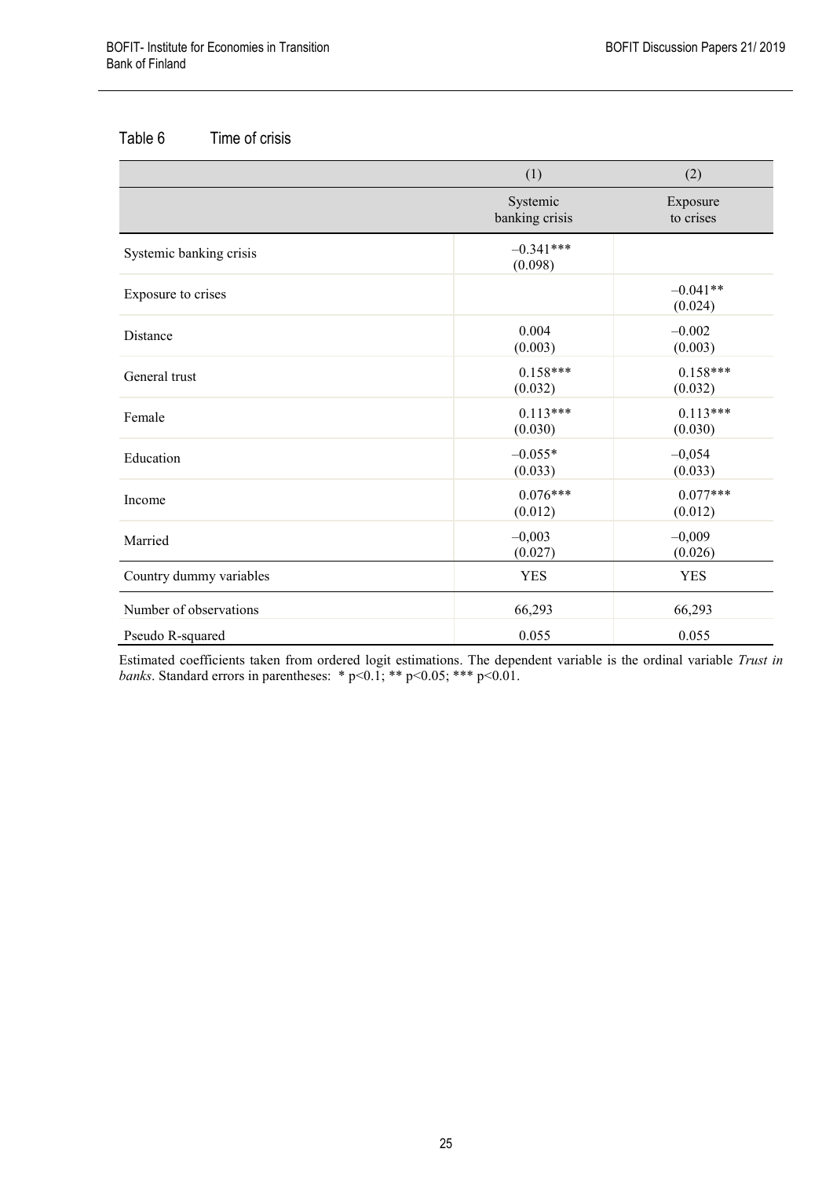Table 6 Time of crisis

| | (1) | (2) |
|---|---|---|
| | Systemic banking crisis | Exposure to crises |
| Systemic banking crisis | –0.341***<br>(0.098) | |
| Exposure to crises | | –0.041**<br>(0.024) |
| Distance | 0.004<br>(0.003) | –0.002<br>(0.003) |
| General trust | 0.158***<br>(0.032) | 0.158***<br>(0.032) |
| Female | 0.113***<br>(0.030) | 0.113***<br>(0.030) |
| Education | –0.055*<br>(0.033) | –0,054<br>(0.033) |
| Income | 0.076***<br>(0.012) | 0.077***<br>(0.012) |
| Married | –0,003<br>(0.027) | –0,009<br>(0.026) |
| Country dummy variables | YES | YES |
| Number of observations | 66,293 | 66,293 |
| Pseudo R-squared | 0.055 | 0.055 |

Estimated coefficients taken from ordered logit estimations. The dependent variable is the ordinal variable *Trust in banks*. Standard errors in parentheses: * $p<0.1$; ** $p<0.05$; *** $p<0.01$.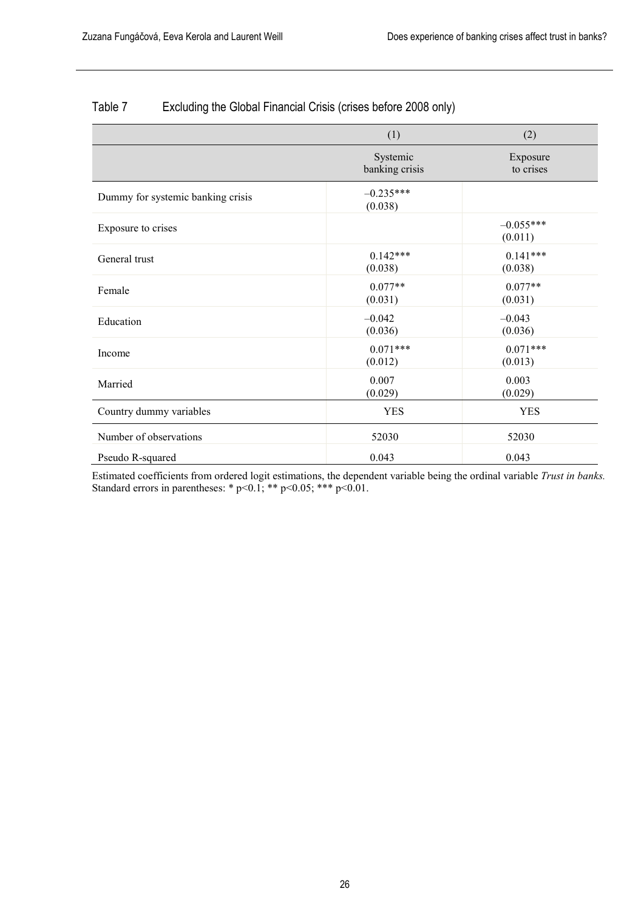Table 7 Excluding the Global Financial Crisis (crises before 2008 only)

| | (1) | (2) |
|---|---|---|
| | Systemic banking crisis | Exposure to crises |
| Dummy for systemic banking crisis | –0.235*** (0.038) | |
| Exposure to crises | | –0.055*** (0.011) |
| General trust | 0.142*** (0.038) | 0.141*** (0.038) |
| Female | 0.077** (0.031) | 0.077** (0.031) |
| Education | –0.042 (0.036) | –0.043 (0.036) |
| Income | 0.071*** (0.012) | 0.071*** (0.013) |
| Married | 0.007 (0.029) | 0.003 (0.029) |
| Country dummy variables | YES | YES |
| Number of observations | 52030 | 52030 |
| Pseudo R-squared | 0.043 | 0.043 |

Estimated coefficients from ordered logit estimations, the dependent variable being the ordinal variable *Trust in banks.* Standard errors in parentheses: * $p<0.1$; ** $p<0.05$; *** $p<0.01$.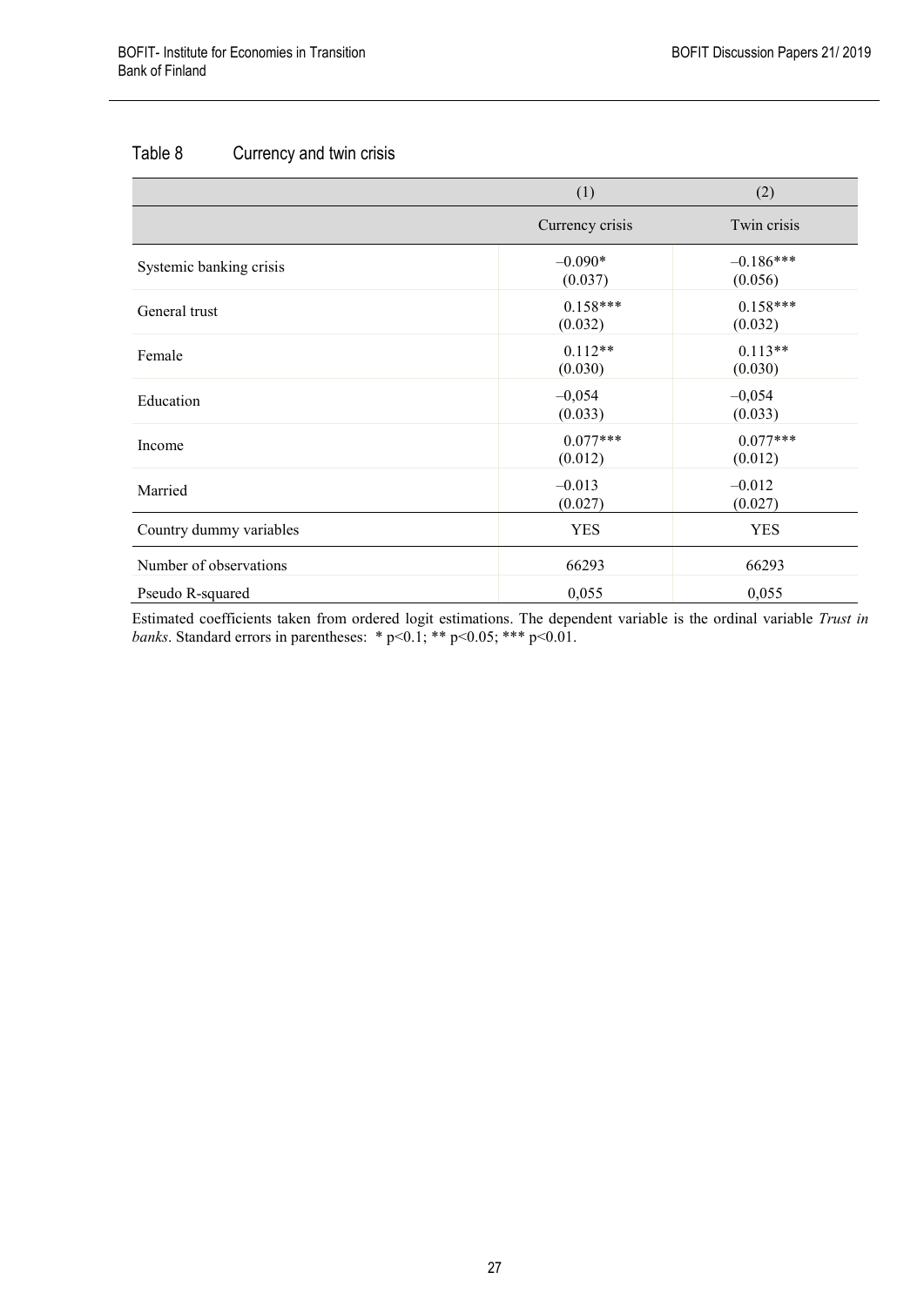## Table 8 Currency and twin crisis

| | (1) | (2) |
|---|---|---|
| | Currency crisis | Twin crisis |
| Systemic banking crisis | –0.090* (0.037) | –0.186*** (0.056) |
| General trust | 0.158*** (0.032) | 0.158*** (0.032) |
| Female | 0.112** (0.030) | 0.113** (0.030) |
| Education | –0,054 (0.033) | –0,054 (0.033) |
| Income | 0.077*** (0.012) | 0.077*** (0.012) |
| Married | –0.013 (0.027) | –0.012 (0.027) |
| Country dummy variables | YES | YES |
| Number of observations | 66293 | 66293 |
| Pseudo R-squared | 0,055 | 0,055 |

Estimated coefficients taken from ordered logit estimations. The dependent variable is the ordinal variable *Trust in banks*. Standard errors in parentheses: * $p<0.1$; ** $p<0.05$; *** $p<0.01$.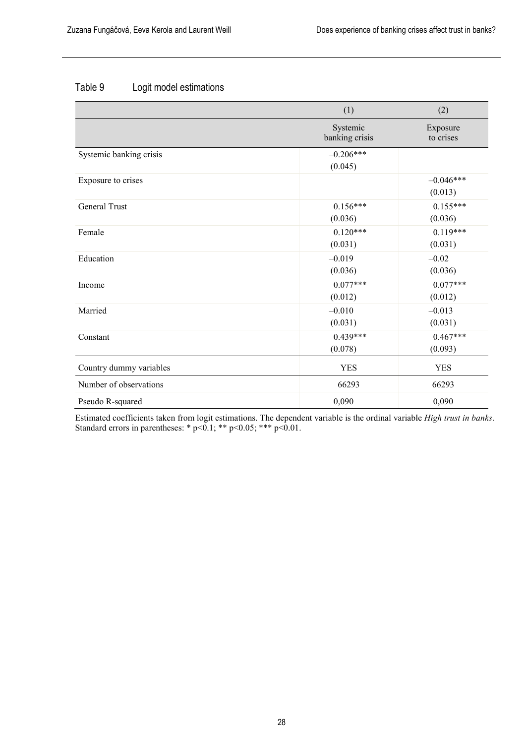Table 9 Logit model estimations

| | (1) | (2) |
|---|---|---|
| | Systemic banking crisis | Exposure to crises |
| Systemic banking crisis | –0.206*** | |
| | (0.045) | |
| Exposure to crises | | –0.046*** |
| | | (0.013) |
| General Trust | 0.156*** | 0.155*** |
| | (0.036) | (0.036) |
| Female | 0.120*** | 0.119*** |
| | (0.031) | (0.031) |
| Education | –0.019 | –0.02 |
| | (0.036) | (0.036) |
| Income | 0.077*** | 0.077*** |
| | (0.012) | (0.012) |
| Married | –0.010 | –0.013 |
| | (0.031) | (0.031) |
| Constant | 0.439*** | 0.467*** |
| | (0.078) | (0.093) |
| Country dummy variables | YES | YES |
| Number of observations | 66293 | 66293 |
| Pseudo R-squared | 0,090 | 0,090 |

Estimated coefficients taken from logit estimations. The dependent variable is the ordinal variable *High trust in banks*. Standard errors in parentheses: * $p<0.1$; ** $p<0.05$; *** $p<0.01$.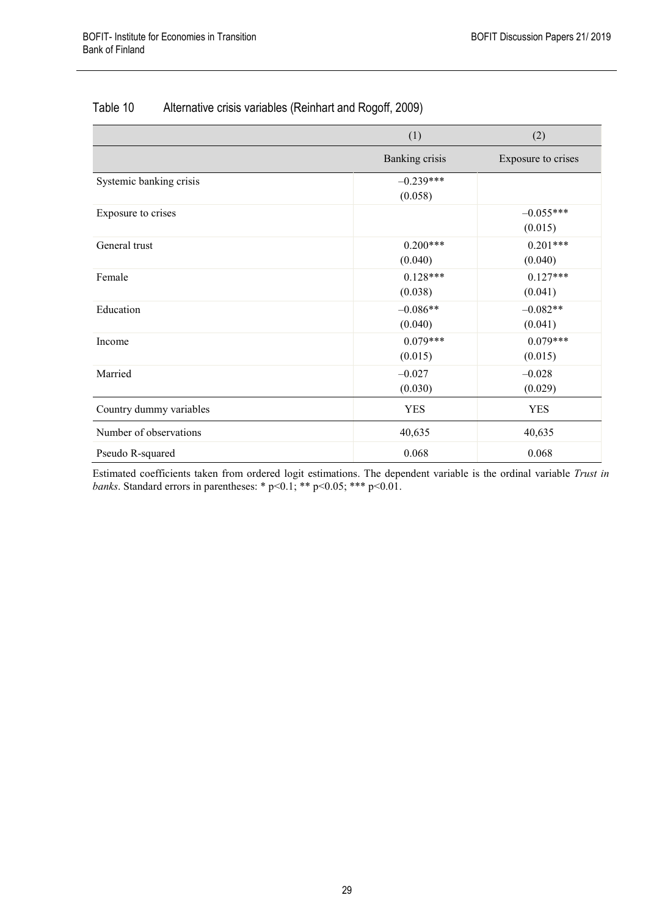Table 10 Alternative crisis variables (Reinhart and Rogoff, 2009)

| | (1) | (2) |
|---|---|---|
| | Banking crisis | Exposure to crises |
| Systemic banking crisis | –0.239***<br>(0.058) | |
| Exposure to crises | | –0.055***<br>(0.015) |
| General trust | 0.200***<br>(0.040) | 0.201***<br>(0.040) |
| Female | 0.128***<br>(0.038) | 0.127***<br>(0.041) |
| Education | –0.086**<br>(0.040) | –0.082**<br>(0.041) |
| Income | 0.079***<br>(0.015) | 0.079***<br>(0.015) |
| Married | –0.027<br>(0.030) | –0.028<br>(0.029) |
| Country dummy variables | YES | YES |
| Number of observations | 40,635 | 40,635 |
| Pseudo R-squared | 0.068 | 0.068 |

Estimated coefficients taken from ordered logit estimations. The dependent variable is the ordinal variable *Trust in banks*. Standard errors in parentheses: * $p<0.1$; ** $p<0.05$; *** $p<0.01$.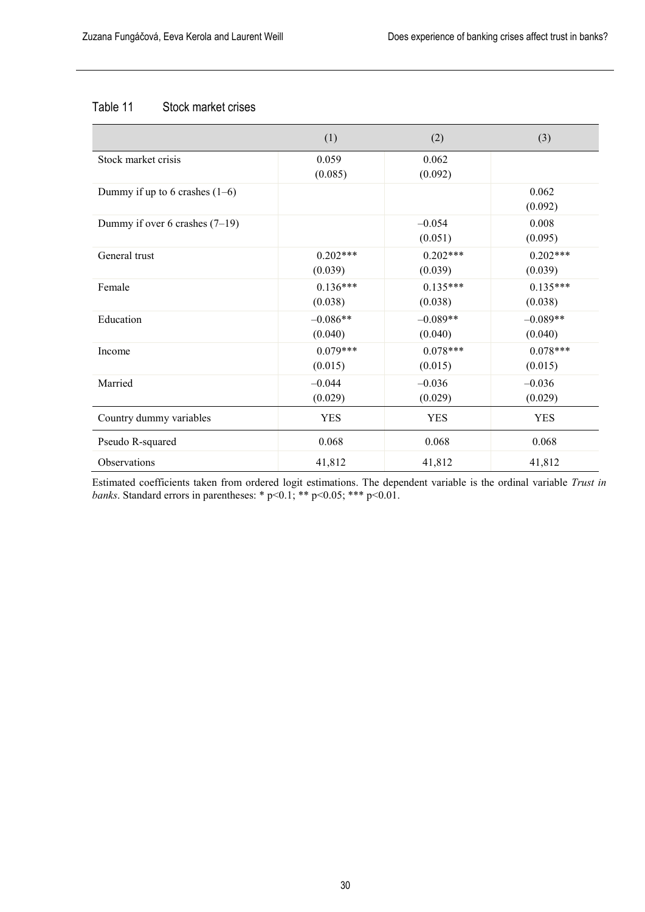Table 11 Stock market crises

| | (1) | (2) | (3) |
|---|---|---|---|
| Stock market crisis | 0.059<br>(0.085) | 0.062<br>(0.092) | |
| Dummy if up to 6 crashes (1–6) | | | 0.062<br>(0.092) |
| Dummy if over 6 crashes (7–19) | | –0.054<br>(0.051) | 0.008<br>(0.095) |
| General trust | 0.202***<br>(0.039) | 0.202***<br>(0.039) | 0.202***<br>(0.039) |
| Female | 0.136***<br>(0.038) | 0.135***<br>(0.038) | 0.135***<br>(0.038) |
| Education | –0.086**<br>(0.040) | –0.089**<br>(0.040) | –0.089**<br>(0.040) |
| Income | 0.079***<br>(0.015) | 0.078***<br>(0.015) | 0.078***<br>(0.015) |
| Married | –0.044<br>(0.029) | –0.036<br>(0.029) | –0.036<br>(0.029) |
| Country dummy variables | YES | YES | YES |
| Pseudo R-squared | 0.068 | 0.068 | 0.068 |
| Observations | 41,812 | 41,812 | 41,812 |

Estimated coefficients taken from ordered logit estimations. The dependent variable is the ordinal variable *Trust in banks*. Standard errors in parentheses: * p<0.1; ** p<0.05; *** p<0.01.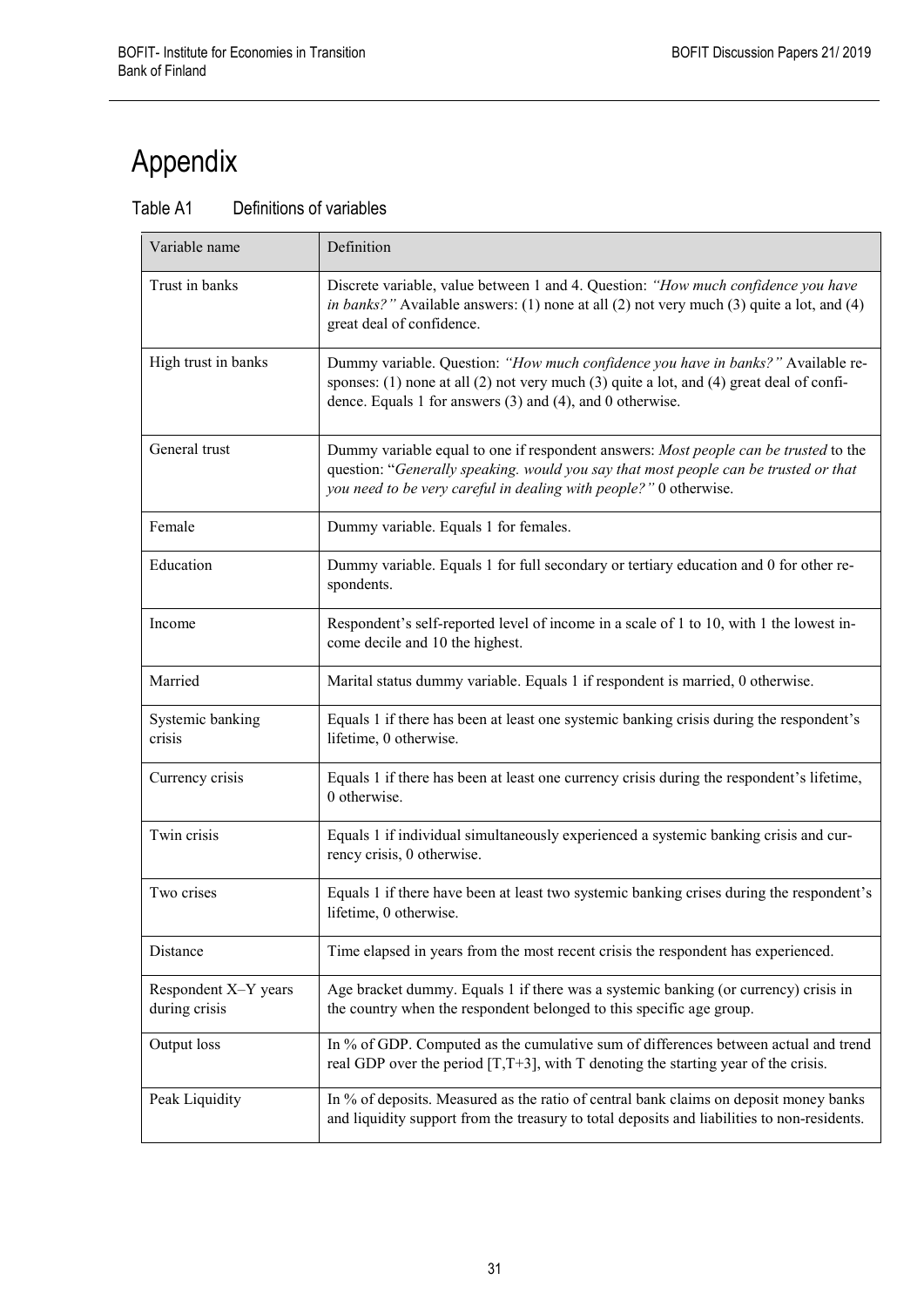# Appendix

Table A1 Definitions of variables

| Variable name | Definition |
|---|---|
| Trust in banks | Discrete variable, value between 1 and 4. Question: *"How much confidence you have in banks?"* Available answers: (1) none at all (2) not very much (3) quite a lot, and (4) great deal of confidence. |
| High trust in banks | Dummy variable. Question: *"How much confidence you have in banks?"* Available responses: (1) none at all (2) not very much (3) quite a lot, and (4) great deal of confidence. Equals 1 for answers (3) and (4), and 0 otherwise. |
| General trust | Dummy variable equal to one if respondent answers: *Most people can be trusted* to the question: "*Generally speaking. would you say that most people can be trusted or that you need to be very careful in dealing with people?"* 0 otherwise. |
| Female | Dummy variable. Equals 1 for females. |
| Education | Dummy variable. Equals 1 for full secondary or tertiary education and 0 for other respondents. |
| Income | Respondent's self-reported level of income in a scale of 1 to 10, with 1 the lowest income decile and 10 the highest. |
| Married | Marital status dummy variable. Equals 1 if respondent is married, 0 otherwise. |
| Systemic banking crisis | Equals 1 if there has been at least one systemic banking crisis during the respondent's lifetime, 0 otherwise. |
| Currency crisis | Equals 1 if there has been at least one currency crisis during the respondent's lifetime, 0 otherwise. |
| Twin crisis | Equals 1 if individual simultaneously experienced a systemic banking crisis and currency crisis, 0 otherwise. |
| Two crises | Equals 1 if there have been at least two systemic banking crises during the respondent's lifetime, 0 otherwise. |
| Distance | Time elapsed in years from the most recent crisis the respondent has experienced. |
| Respondent X–Y years during crisis | Age bracket dummy. Equals 1 if there was a systemic banking (or currency) crisis in the country when the respondent belonged to this specific age group. |
| Output loss | In % of GDP. Computed as the cumulative sum of differences between actual and trend real GDP over the period [T,T+3], with T denoting the starting year of the crisis. |
| Peak Liquidity | In % of deposits. Measured as the ratio of central bank claims on deposit money banks and liquidity support from the treasury to total deposits and liabilities to non-residents. |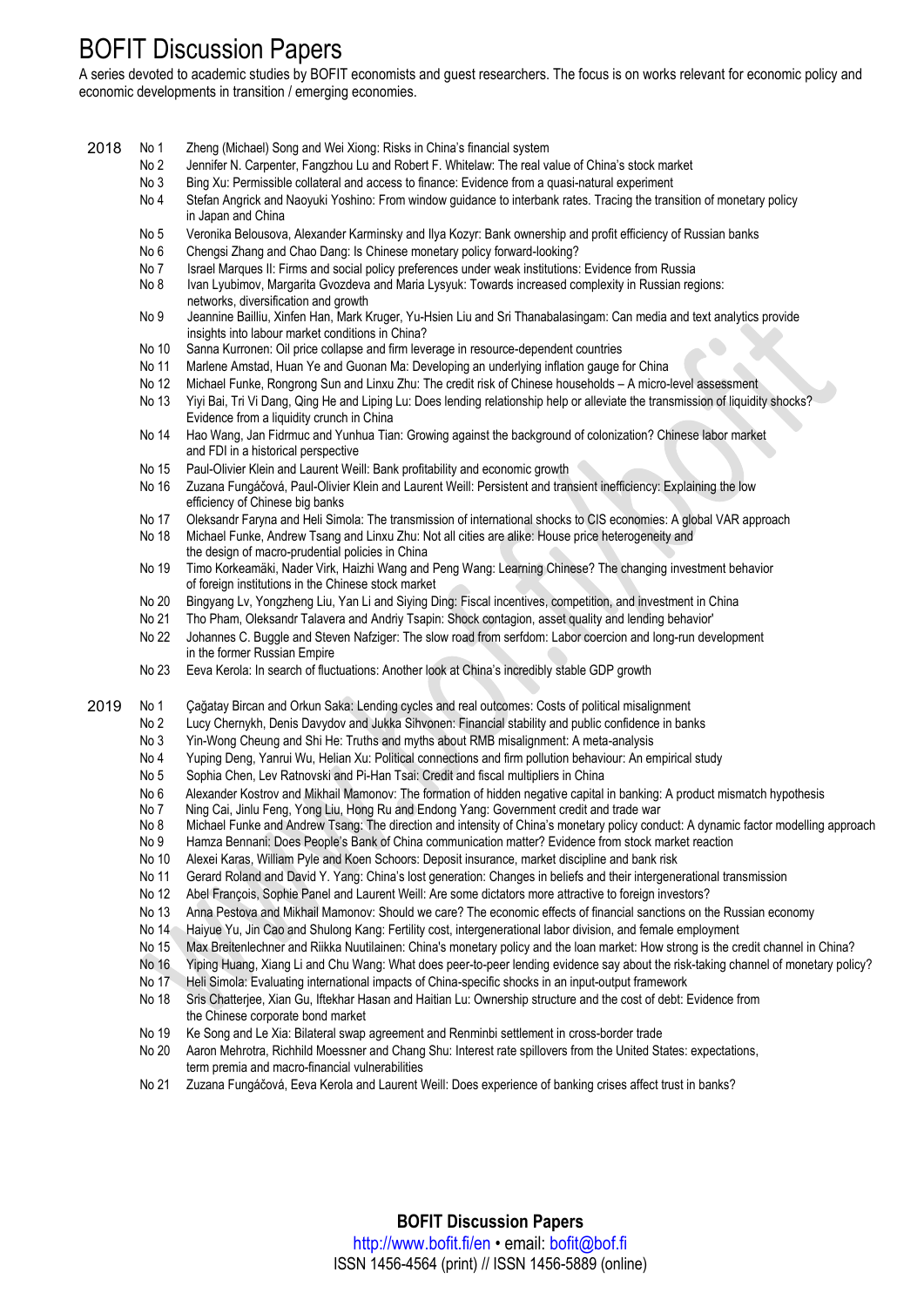# BOFIT Discussion Papers

A series devoted to academic studies by BOFIT economists and guest researchers. The focus is on works relevant for economic policy and economic developments in transition / emerging economies.

**2018**

- No 1 Zheng (Michael) Song and Wei Xiong: Risks in China's financial system
- No 2 Jennifer N. Carpenter, Fangzhou Lu and Robert F. Whitelaw: The real value of China's stock market
- No 3 Bing Xu: Permissible collateral and access to finance: Evidence from a quasi-natural experiment
- No 4 Stefan Angrick and Naoyuki Yoshino: From window guidance to interbank rates. Tracing the transition of monetary policy in Japan and China
- No 5 Veronika Belousova, Alexander Karminsky and Ilya Kozyr: Bank ownership and profit efficiency of Russian banks
- No 6 Chengsi Zhang and Chao Dang: Is Chinese monetary policy forward-looking?
- No 7 Israel Marques II: Firms and social policy preferences under weak institutions: Evidence from Russia
- No 8 Ivan Lyubimov, Margarita Gvozdeva and Maria Lysyuk: Towards increased complexity in Russian regions: networks, diversification and growth
- No 9 Jeannine Bailliu, Xinfen Han, Mark Kruger, Yu-Hsien Liu and Sri Thanabalasingam: Can media and text analytics provide insights into labour market conditions in China?
- No 10 Sanna Kurronen: Oil price collapse and firm leverage in resource-dependent countries
- No 11 Marlene Amstad, Huan Ye and Guonan Ma: Developing an underlying inflation gauge for China
- No 12 Michael Funke, Rongrong Sun and Linxu Zhu: The credit risk of Chinese households – A micro-level assessment
- No 13 Yiyi Bai, Tri Vi Dang, Qing He and Liping Lu: Does lending relationship help or alleviate the transmission of liquidity shocks? Evidence from a liquidity crunch in China
- No 14 Hao Wang, Jan Fidrmuc and Yunhua Tian: Growing against the background of colonization? Chinese labor market and FDI in a historical perspective
- No 15 Paul-Olivier Klein and Laurent Weill: Bank profitability and economic growth
- No 16 Zuzana Fungáčová, Paul-Olivier Klein and Laurent Weill: Persistent and transient inefficiency: Explaining the low efficiency of Chinese big banks
- No 17 Oleksandr Faryna and Heli Simola: The transmission of international shocks to CIS economies: A global VAR approach
- No 18 Michael Funke, Andrew Tsang and Linxu Zhu: Not all cities are alike: House price heterogeneity and the design of macro-prudential policies in China
- No 19 Timo Korkeamäki, Nader Virk, Haizhi Wang and Peng Wang: Learning Chinese? The changing investment behavior of foreign institutions in the Chinese stock market
- No 20 Bingyang Lv, Yongzheng Liu, Yan Li and Siying Ding: Fiscal incentives, competition, and investment in China
- No 21 Tho Pham, Oleksandr Talavera and Andriy Tsapin: Shock contagion, asset quality and lending behavior'
- No 22 Johannes C. Buggle and Steven Nafziger: The slow road from serfdom: Labor coercion and long-run development in the former Russian Empire
- No 23 Eeva Kerola: In search of fluctuations: Another look at China's incredibly stable GDP growth

**2019**

- No 1 Çağatay Bircan and Orkun Saka: Lending cycles and real outcomes: Costs of political misalignment
- No 2 Lucy Chernykh, Denis Davydov and Jukka Sihvonen: Financial stability and public confidence in banks
- No 3 Yin-Wong Cheung and Shi He: Truths and myths about RMB misalignment: A meta-analysis
- No 4 Yuping Deng, Yanrui Wu, Helian Xu: Political connections and firm pollution behaviour: An empirical study
- No 5 Sophia Chen, Lev Ratnovski and Pi-Han Tsai: Credit and fiscal multipliers in China
- No 6 Alexander Kostrov and Mikhail Mamonov: The formation of hidden negative capital in banking: A product mismatch hypothesis
- No 7 Ning Cai, Jinlu Feng, Yong Liu, Hong Ru and Endong Yang: Government credit and trade war
- No 8 Michael Funke and Andrew Tsang: The direction and intensity of China's monetary policy conduct: A dynamic factor modelling approach
- No 9 Hamza Bennani: Does People's Bank of China communication matter? Evidence from stock market reaction
- No 10 Alexei Karas, William Pyle and Koen Schoors: Deposit insurance, market discipline and bank risk
- No 11 Gerard Roland and David Y. Yang: China's lost generation: Changes in beliefs and their intergenerational transmission
- No 12 Abel François, Sophie Panel and Laurent Weill: Are some dictators more attractive to foreign investors?
- No 13 Anna Pestova and Mikhail Mamonov: Should we care? The economic effects of financial sanctions on the Russian economy
- No 14 Haiyue Yu, Jin Cao and Shulong Kang: Fertility cost, intergenerational labor division, and female employment
- No 15 Max Breitenlechner and Riikka Nuutilainen: China's monetary policy and the loan market: How strong is the credit channel in China?
- No 16 Yiping Huang, Xiang Li and Chu Wang: What does peer-to-peer lending evidence say about the risk-taking channel of monetary policy?
- No 17 Heli Simola: Evaluating international impacts of China-specific shocks in an input-output framework
- No 18 Sris Chatterjee, Xian Gu, Iftekhar Hasan and Haitian Lu: Ownership structure and the cost of debt: Evidence from the Chinese corporate bond market
- No 19 Ke Song and Le Xia: Bilateral swap agreement and Renminbi settlement in cross-border trade
- No 20 Aaron Mehrotra, Richhild Moessner and Chang Shu: Interest rate spillovers from the United States: expectations, term premia and macro-financial vulnerabilities
- No 21 Zuzana Fungáčová, Eeva Kerola and Laurent Weill: Does experience of banking crises affect trust in banks?

**BOFIT Discussion Papers**
http://www.bofit.fi/en • email: bofit@bof.fi
ISSN 1456-4564 (print) // ISSN 1456-5889 (online)